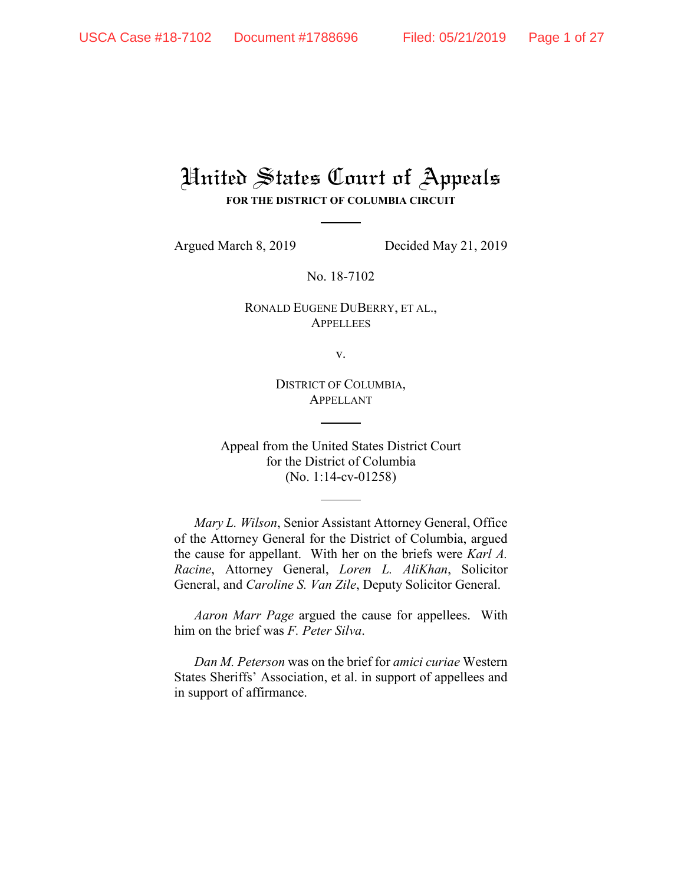# United States Court of Appeals

**FOR THE DISTRICT OF COLUMBIA CIRCUIT**

Argued March 8, 2019 Decided May 21, 2019

No. 18-7102

RONALD EUGENE DUBERRY, ET AL.,
APPELLEES

v.

DISTRICT OF COLUMBIA,
APPELLANT

Appeal from the United States District Court
for the District of Columbia
(No. 1:14-cv-01258)

*Mary L. Wilson*, Senior Assistant Attorney General, Office of the Attorney General for the District of Columbia, argued the cause for appellant. With her on the briefs were *Karl A. Racine*, Attorney General, *Loren L. AliKhan*, Solicitor General, and *Caroline S. Van Zile*, Deputy Solicitor General.

*Aaron Marr Page* argued the cause for appellees. With him on the brief was *F. Peter Silva*.

*Dan M. Peterson* was on the brief for *amici curiae* Western States Sheriffs' Association, et al. in support of appellees and in support of affirmance.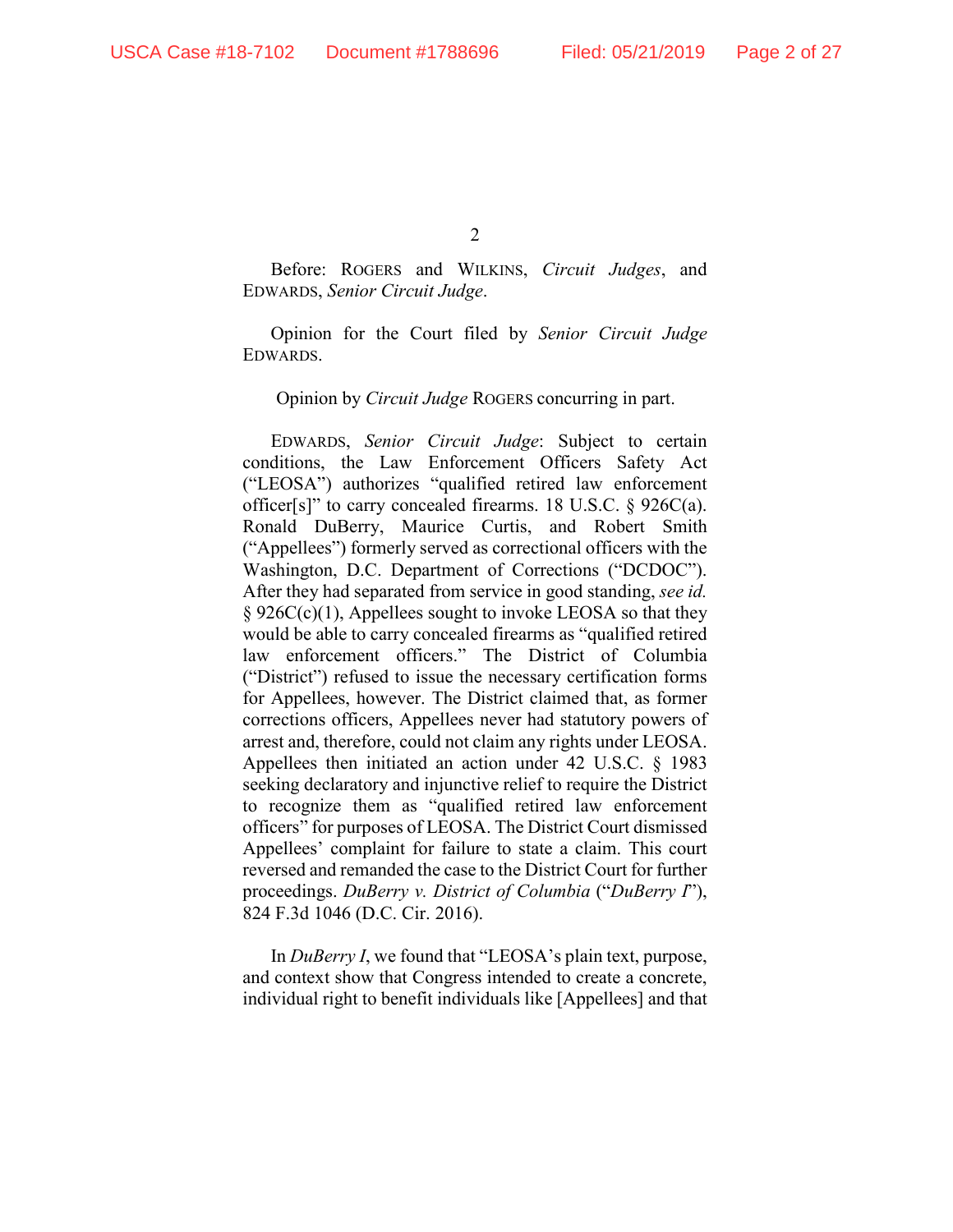Before: ROGERS and WILKINS, *Circuit Judges*, and EDWARDS, *Senior Circuit Judge*.

Opinion for the Court filed by *Senior Circuit Judge* EDWARDS.

Opinion by *Circuit Judge* ROGERS concurring in part.

EDWARDS, *Senior Circuit Judge*: Subject to certain conditions, the Law Enforcement Officers Safety Act ("LEOSA") authorizes "qualified retired law enforcement officer[s]" to carry concealed firearms. 18 U.S.C. § 926C(a). Ronald DuBerry, Maurice Curtis, and Robert Smith ("Appellees") formerly served as correctional officers with the Washington, D.C. Department of Corrections ("DCDOC"). After they had separated from service in good standing, *see id.* § 926C(c)(1), Appellees sought to invoke LEOSA so that they would be able to carry concealed firearms as "qualified retired law enforcement officers." The District of Columbia ("District") refused to issue the necessary certification forms for Appellees, however. The District claimed that, as former corrections officers, Appellees never had statutory powers of arrest and, therefore, could not claim any rights under LEOSA. Appellees then initiated an action under 42 U.S.C. § 1983 seeking declaratory and injunctive relief to require the District to recognize them as "qualified retired law enforcement officers" for purposes of LEOSA. The District Court dismissed Appellees' complaint for failure to state a claim. This court reversed and remanded the case to the District Court for further proceedings. *DuBerry v. District of Columbia* ("*DuBerry I*"), 824 F.3d 1046 (D.C. Cir. 2016).

In *DuBerry I*, we found that "LEOSA's plain text, purpose, and context show that Congress intended to create a concrete, individual right to benefit individuals like [Appellees] and that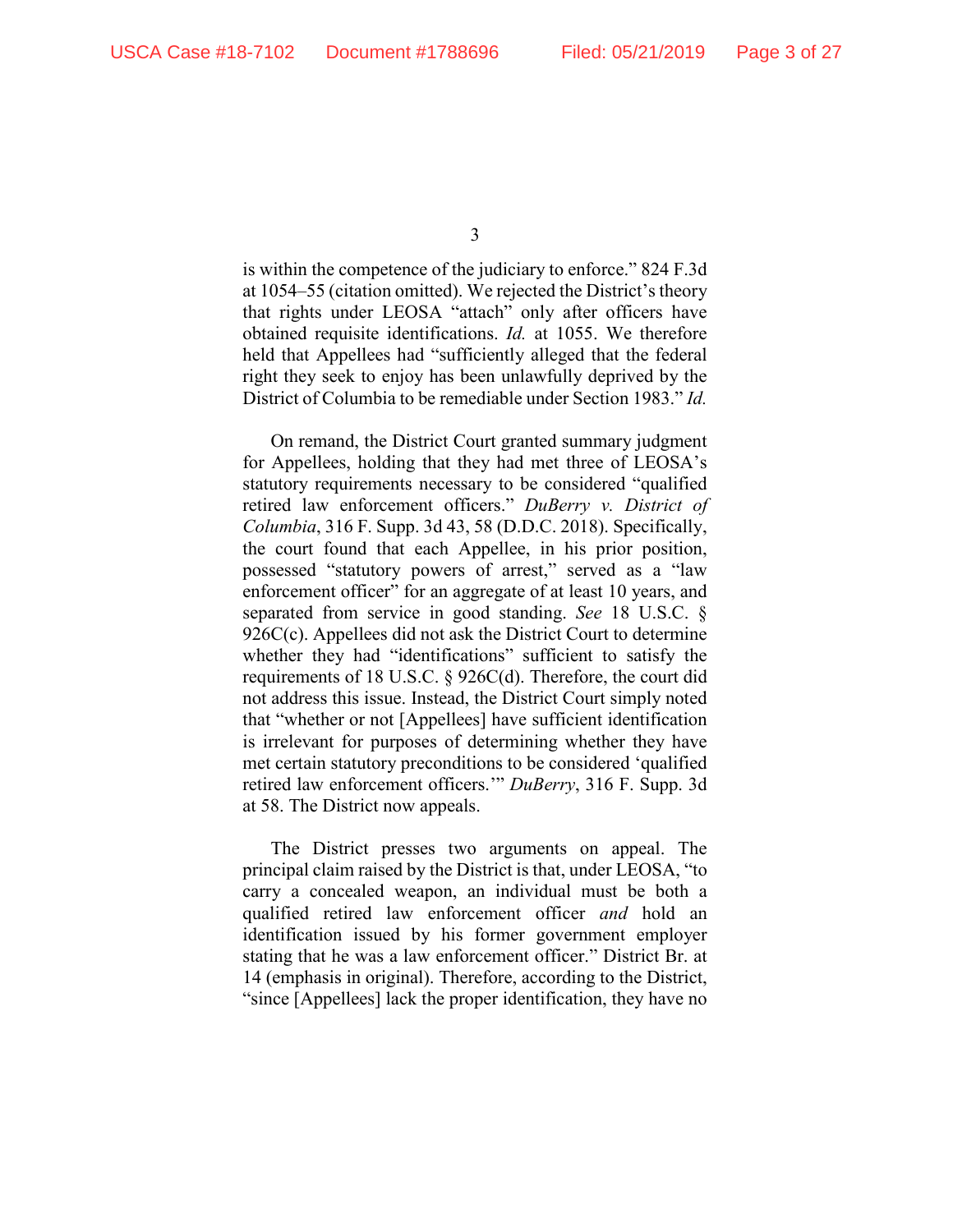is within the competence of the judiciary to enforce." 824 F.3d at 1054–55 (citation omitted). We rejected the District's theory that rights under LEOSA "attach" only after officers have obtained requisite identifications. *Id.* at 1055. We therefore held that Appellees had "sufficiently alleged that the federal right they seek to enjoy has been unlawfully deprived by the District of Columbia to be remediable under Section 1983." *Id.*

On remand, the District Court granted summary judgment for Appellees, holding that they had met three of LEOSA's statutory requirements necessary to be considered "qualified retired law enforcement officers." *DuBerry v. District of Columbia*, 316 F. Supp. 3d 43, 58 (D.D.C. 2018). Specifically, the court found that each Appellee, in his prior position, possessed "statutory powers of arrest," served as a "law enforcement officer" for an aggregate of at least 10 years, and separated from service in good standing. *See* 18 U.S.C. § 926C(c). Appellees did not ask the District Court to determine whether they had "identifications" sufficient to satisfy the requirements of 18 U.S.C. § 926C(d). Therefore, the court did not address this issue. Instead, the District Court simply noted that "whether or not [Appellees] have sufficient identification is irrelevant for purposes of determining whether they have met certain statutory preconditions to be considered 'qualified retired law enforcement officers.'" *DuBerry*, 316 F. Supp. 3d at 58. The District now appeals.

The District presses two arguments on appeal. The principal claim raised by the District is that, under LEOSA, "to carry a concealed weapon, an individual must be both a qualified retired law enforcement officer *and* hold an identification issued by his former government employer stating that he was a law enforcement officer." District Br. at 14 (emphasis in original). Therefore, according to the District, "since [Appellees] lack the proper identification, they have no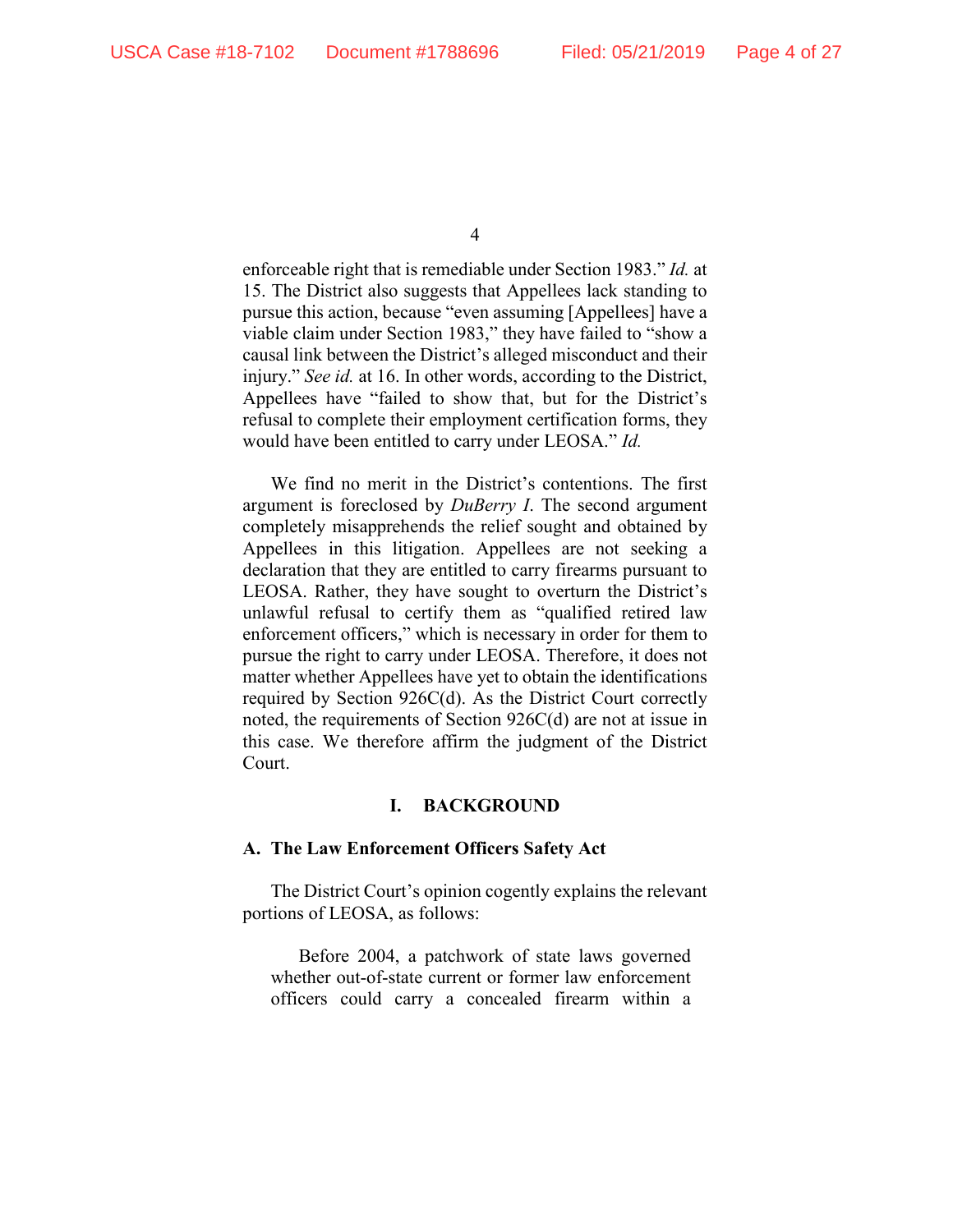enforceable right that is remediable under Section 1983." *Id.* at 15. The District also suggests that Appellees lack standing to pursue this action, because "even assuming [Appellees] have a viable claim under Section 1983," they have failed to "show a causal link between the District's alleged misconduct and their injury." *See id.* at 16. In other words, according to the District, Appellees have "failed to show that, but for the District's refusal to complete their employment certification forms, they would have been entitled to carry under LEOSA." *Id.*

We find no merit in the District's contentions. The first argument is foreclosed by *DuBerry I*. The second argument completely misapprehends the relief sought and obtained by Appellees in this litigation. Appellees are not seeking a declaration that they are entitled to carry firearms pursuant to LEOSA. Rather, they have sought to overturn the District's unlawful refusal to certify them as "qualified retired law enforcement officers," which is necessary in order for them to pursue the right to carry under LEOSA. Therefore, it does not matter whether Appellees have yet to obtain the identifications required by Section 926C(d). As the District Court correctly noted, the requirements of Section 926C(d) are not at issue in this case. We therefore affirm the judgment of the District Court.

## I. BACKGROUND

### A. The Law Enforcement Officers Safety Act

The District Court's opinion cogently explains the relevant portions of LEOSA, as follows:

> Before 2004, a patchwork of state laws governed whether out-of-state current or former law enforcement officers could carry a concealed firearm within a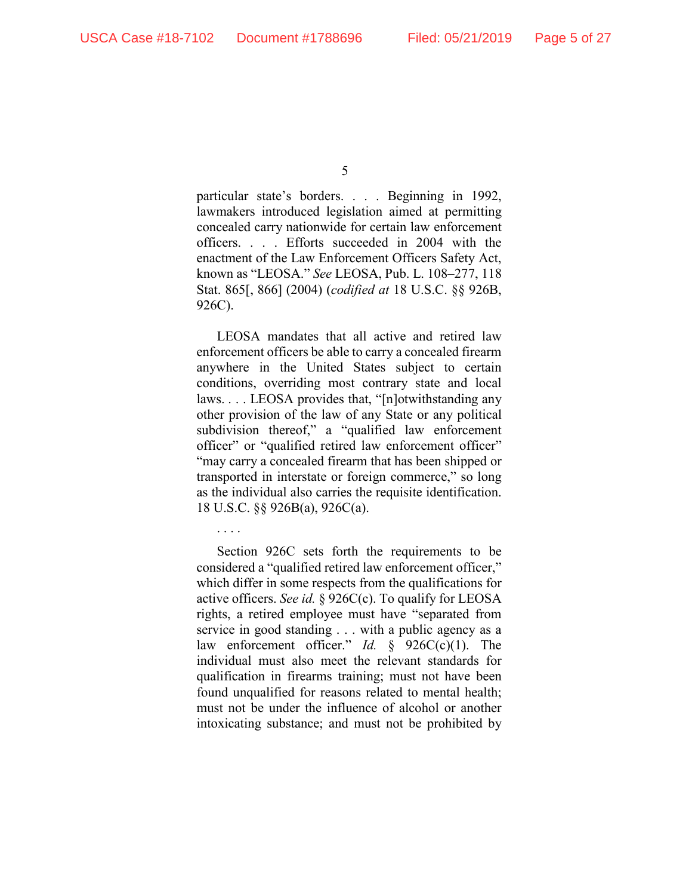particular state's borders. . . . Beginning in 1992, lawmakers introduced legislation aimed at permitting concealed carry nationwide for certain law enforcement officers. . . . Efforts succeeded in 2004 with the enactment of the Law Enforcement Officers Safety Act, known as "LEOSA." *See* LEOSA, Pub. L. 108–277, 118 Stat. 865[, 866] (2004) (*codified at* 18 U.S.C. §§ 926B, 926C).

LEOSA mandates that all active and retired law enforcement officers be able to carry a concealed firearm anywhere in the United States subject to certain conditions, overriding most contrary state and local laws. . . . LEOSA provides that, "[n]otwithstanding any other provision of the law of any State or any political subdivision thereof," a "qualified law enforcement officer" or "qualified retired law enforcement officer" "may carry a concealed firearm that has been shipped or transported in interstate or foreign commerce," so long as the individual also carries the requisite identification. 18 U.S.C. §§ 926B(a), 926C(a).

. . . .

Section 926C sets forth the requirements to be considered a "qualified retired law enforcement officer," which differ in some respects from the qualifications for active officers. *See id.* § 926C(c). To qualify for LEOSA rights, a retired employee must have "separated from service in good standing . . . with a public agency as a law enforcement officer." *Id.* § 926C(c)(1). The individual must also meet the relevant standards for qualification in firearms training; must not have been found unqualified for reasons related to mental health; must not be under the influence of alcohol or another intoxicating substance; and must not be prohibited by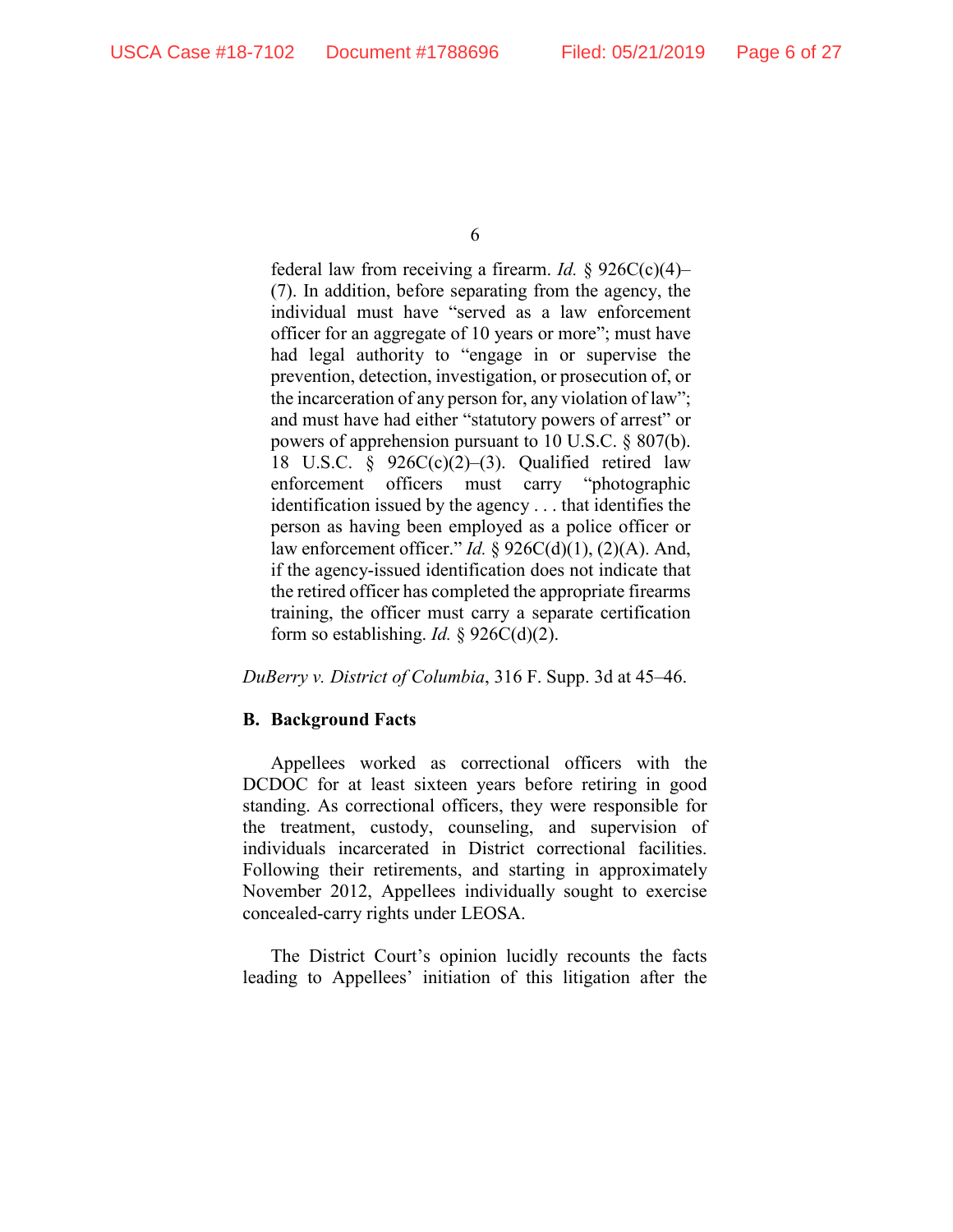> federal law from receiving a firearm. *Id.* § 926C(c)(4)–(7). In addition, before separating from the agency, the individual must have "served as a law enforcement officer for an aggregate of 10 years or more"; must have had legal authority to "engage in or supervise the prevention, detection, investigation, or prosecution of, or the incarceration of any person for, any violation of law"; and must have had either "statutory powers of arrest" or powers of apprehension pursuant to 10 U.S.C. § 807(b). 18 U.S.C. § 926C(c)(2)–(3). Qualified retired law enforcement officers must carry "photographic identification issued by the agency . . . that identifies the person as having been employed as a police officer or law enforcement officer." *Id.* § 926C(d)(1), (2)(A). And, if the agency-issued identification does not indicate that the retired officer has completed the appropriate firearms training, the officer must carry a separate certification form so establishing. *Id.* § 926C(d)(2).

*DuBerry v. District of Columbia*, 316 F. Supp. 3d at 45–46.

### B. Background Facts

Appellees worked as correctional officers with the DCDOC for at least sixteen years before retiring in good standing. As correctional officers, they were responsible for the treatment, custody, counseling, and supervision of individuals incarcerated in District correctional facilities. Following their retirements, and starting in approximately November 2012, Appellees individually sought to exercise concealed-carry rights under LEOSA.

The District Court's opinion lucidly recounts the facts leading to Appellees' initiation of this litigation after the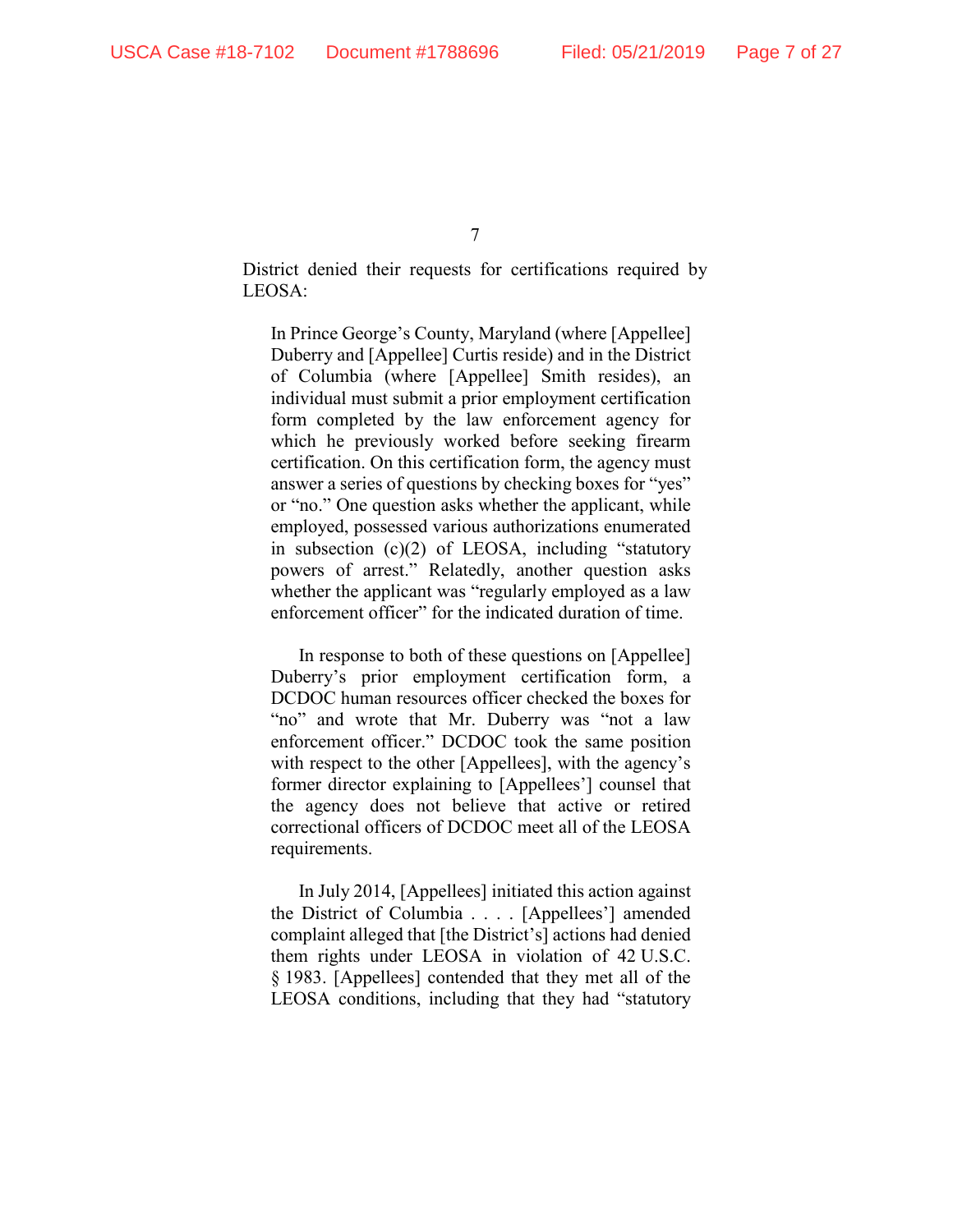District denied their requests for certifications required by LEOSA:

> In Prince George's County, Maryland (where [Appellee] Duberry and [Appellee] Curtis reside) and in the District of Columbia (where [Appellee] Smith resides), an individual must submit a prior employment certification form completed by the law enforcement agency for which he previously worked before seeking firearm certification. On this certification form, the agency must answer a series of questions by checking boxes for "yes" or "no." One question asks whether the applicant, while employed, possessed various authorizations enumerated in subsection (c)(2) of LEOSA, including "statutory powers of arrest." Relatedly, another question asks whether the applicant was "regularly employed as a law enforcement officer" for the indicated duration of time.
>
> In response to both of these questions on [Appellee] Duberry's prior employment certification form, a DCDOC human resources officer checked the boxes for "no" and wrote that Mr. Duberry was "not a law enforcement officer." DCDOC took the same position with respect to the other [Appellees], with the agency's former director explaining to [Appellees'] counsel that the agency does not believe that active or retired correctional officers of DCDOC meet all of the LEOSA requirements.
>
> In July 2014, [Appellees] initiated this action against the District of Columbia . . . . [Appellees'] amended complaint alleged that [the District's] actions had denied them rights under LEOSA in violation of 42 U.S.C. § 1983. [Appellees] contended that they met all of the LEOSA conditions, including that they had "statutory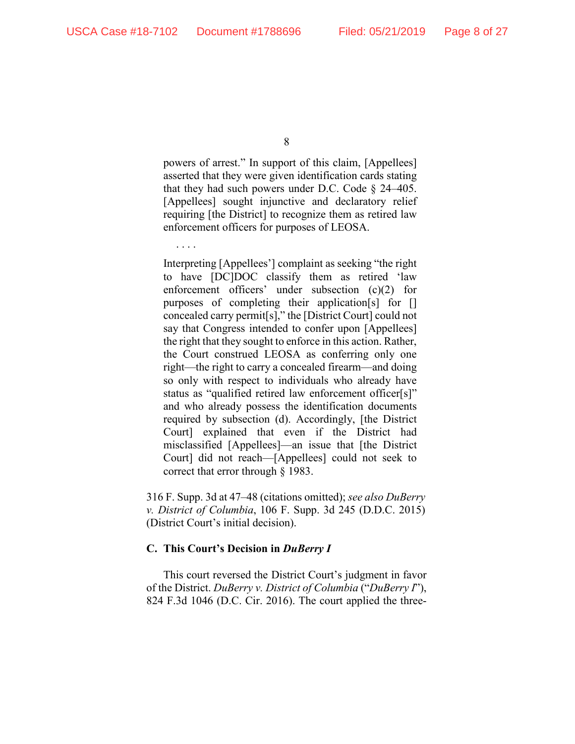> powers of arrest." In support of this claim, [Appellees] asserted that they were given identification cards stating that they had such powers under D.C. Code § 24–405. [Appellees] sought injunctive and declaratory relief requiring [the District] to recognize them as retired law enforcement officers for purposes of LEOSA.
>
> . . . .
>
> Interpreting [Appellees'] complaint as seeking "the right to have [DC]DOC classify them as retired 'law enforcement officers' under subsection (c)(2) for purposes of completing their application[s] for [] concealed carry permit[s]," the [District Court] could not say that Congress intended to confer upon [Appellees] the right that they sought to enforce in this action. Rather, the Court construed LEOSA as conferring only one right—the right to carry a concealed firearm—and doing so only with respect to individuals who already have status as "qualified retired law enforcement officer[s]" and who already possess the identification documents required by subsection (d). Accordingly, [the District Court] explained that even if the District had misclassified [Appellees]—an issue that [the District Court] did not reach—[Appellees] could not seek to correct that error through § 1983.

316 F. Supp. 3d at 47–48 (citations omitted); *see also DuBerry v. District of Columbia*, 106 F. Supp. 3d 245 (D.D.C. 2015) (District Court's initial decision).

### C. This Court's Decision in *DuBerry I*

This court reversed the District Court's judgment in favor of the District. *DuBerry v. District of Columbia* ("*DuBerry I*"), 824 F.3d 1046 (D.C. Cir. 2016). The court applied the three-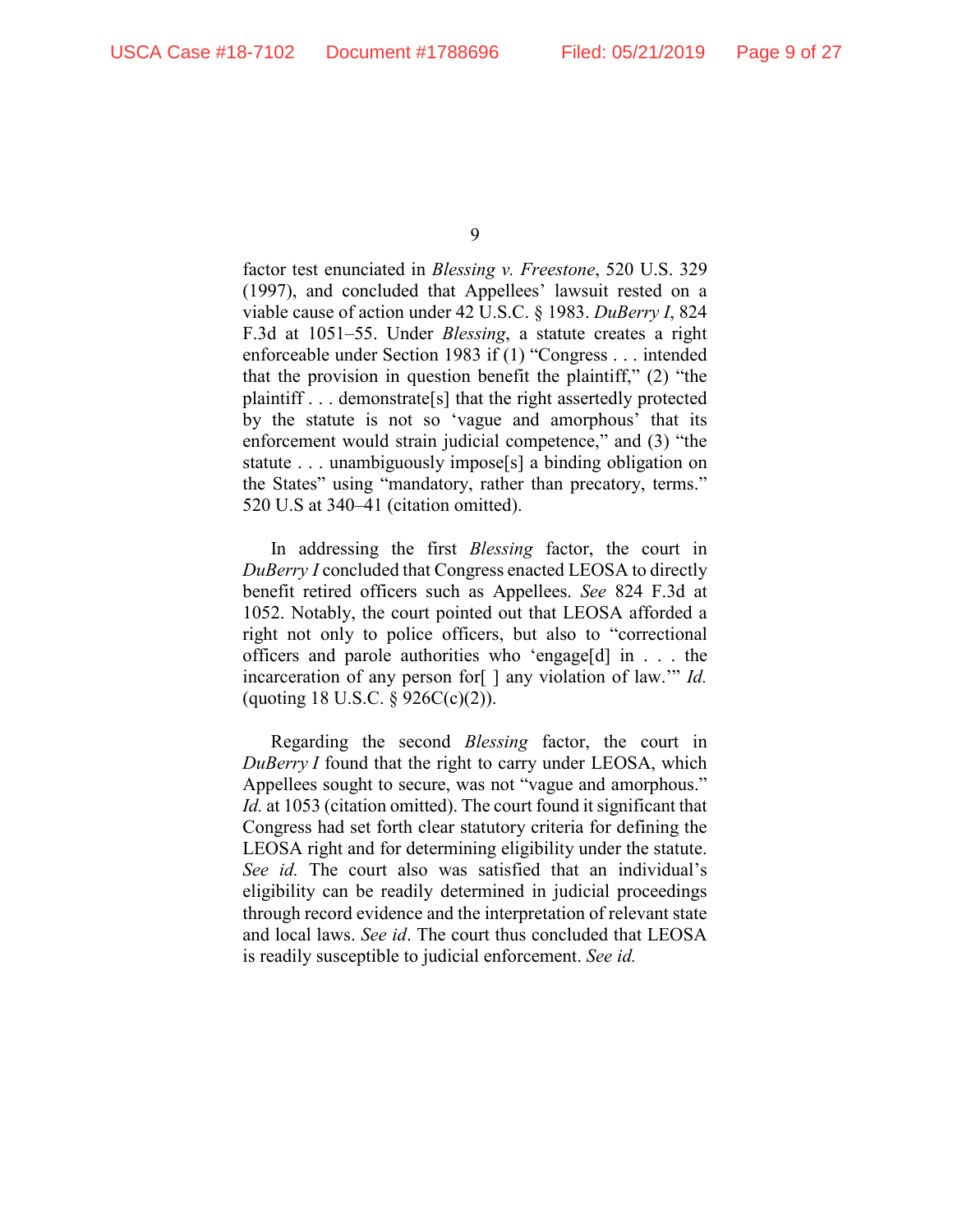factor test enunciated in *Blessing v. Freestone*, 520 U.S. 329 (1997), and concluded that Appellees' lawsuit rested on a viable cause of action under 42 U.S.C. § 1983. *DuBerry I*, 824 F.3d at 1051–55. Under *Blessing*, a statute creates a right enforceable under Section 1983 if (1) "Congress . . . intended that the provision in question benefit the plaintiff," (2) "the plaintiff . . . demonstrate[s] that the right assertedly protected by the statute is not so 'vague and amorphous' that its enforcement would strain judicial competence," and (3) "the statute . . . unambiguously impose[s] a binding obligation on the States" using "mandatory, rather than precatory, terms." 520 U.S at 340–41 (citation omitted).

In addressing the first *Blessing* factor, the court in *DuBerry I* concluded that Congress enacted LEOSA to directly benefit retired officers such as Appellees. *See* 824 F.3d at 1052. Notably, the court pointed out that LEOSA afforded a right not only to police officers, but also to "correctional officers and parole authorities who 'engage[d] in . . . the incarceration of any person for[ ] any violation of law.'" *Id.* (quoting 18 U.S.C. § 926C(c)(2)).

Regarding the second *Blessing* factor, the court in *DuBerry I* found that the right to carry under LEOSA, which Appellees sought to secure, was not "vague and amorphous." *Id.* at 1053 (citation omitted). The court found it significant that Congress had set forth clear statutory criteria for defining the LEOSA right and for determining eligibility under the statute. *See id.* The court also was satisfied that an individual's eligibility can be readily determined in judicial proceedings through record evidence and the interpretation of relevant state and local laws. *See id*. The court thus concluded that LEOSA is readily susceptible to judicial enforcement. *See id.*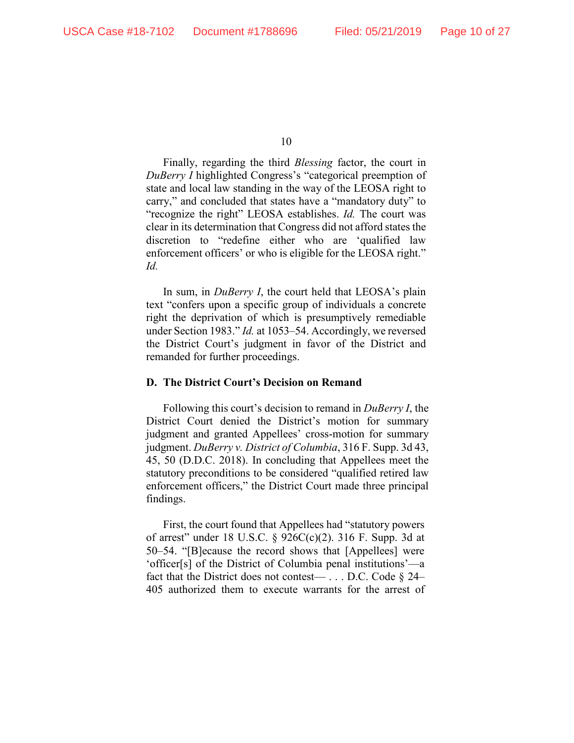Finally, regarding the third *Blessing* factor, the court in *DuBerry I* highlighted Congress's "categorical preemption of state and local law standing in the way of the LEOSA right to carry," and concluded that states have a "mandatory duty" to "recognize the right" LEOSA establishes. *Id.* The court was clear in its determination that Congress did not afford states the discretion to "redefine either who are 'qualified law enforcement officers' or who is eligible for the LEOSA right." *Id.*

In sum, in *DuBerry I*, the court held that LEOSA's plain text "confers upon a specific group of individuals a concrete right the deprivation of which is presumptively remediable under Section 1983." *Id.* at 1053–54. Accordingly, we reversed the District Court's judgment in favor of the District and remanded for further proceedings.

### D. The District Court's Decision on Remand

Following this court's decision to remand in *DuBerry I*, the District Court denied the District's motion for summary judgment and granted Appellees' cross-motion for summary judgment. *DuBerry v. District of Columbia*, 316 F. Supp. 3d 43, 45, 50 (D.D.C. 2018). In concluding that Appellees meet the statutory preconditions to be considered "qualified retired law enforcement officers," the District Court made three principal findings.

First, the court found that Appellees had "statutory powers of arrest" under 18 U.S.C. § 926C(c)(2). 316 F. Supp. 3d at 50–54. "[B]ecause the record shows that [Appellees] were 'officer[s] of the District of Columbia penal institutions'—a fact that the District does not contest— . . . D.C. Code § 24–405 authorized them to execute warrants for the arrest of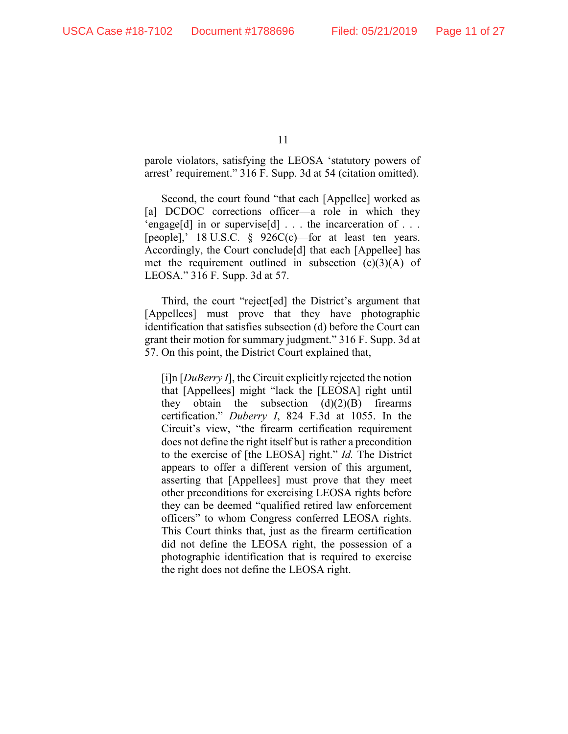parole violators, satisfying the LEOSA 'statutory powers of arrest' requirement." 316 F. Supp. 3d at 54 (citation omitted).

Second, the court found "that each [Appellee] worked as [a] DCDOC corrections officer—a role in which they 'engage[d] in or supervise[d] . . . the incarceration of . . . [people],' 18 U.S.C. § 926C(c)—for at least ten years. Accordingly, the Court conclude[d] that each [Appellee] has met the requirement outlined in subsection (c)(3)(A) of LEOSA." 316 F. Supp. 3d at 57.

Third, the court "reject[ed] the District's argument that [Appellees] must prove that they have photographic identification that satisfies subsection (d) before the Court can grant their motion for summary judgment." 316 F. Supp. 3d at 57. On this point, the District Court explained that,

> [i]n [*DuBerry I*], the Circuit explicitly rejected the notion that [Appellees] might "lack the [LEOSA] right until they obtain the subsection (d)(2)(B) firearms certification." *Duberry I*, 824 F.3d at 1055. In the Circuit's view, "the firearm certification requirement does not define the right itself but is rather a precondition to the exercise of [the LEOSA] right." *Id.* The District appears to offer a different version of this argument, asserting that [Appellees] must prove that they meet other preconditions for exercising LEOSA rights before they can be deemed "qualified retired law enforcement officers" to whom Congress conferred LEOSA rights. This Court thinks that, just as the firearm certification did not define the LEOSA right, the possession of a photographic identification that is required to exercise the right does not define the LEOSA right.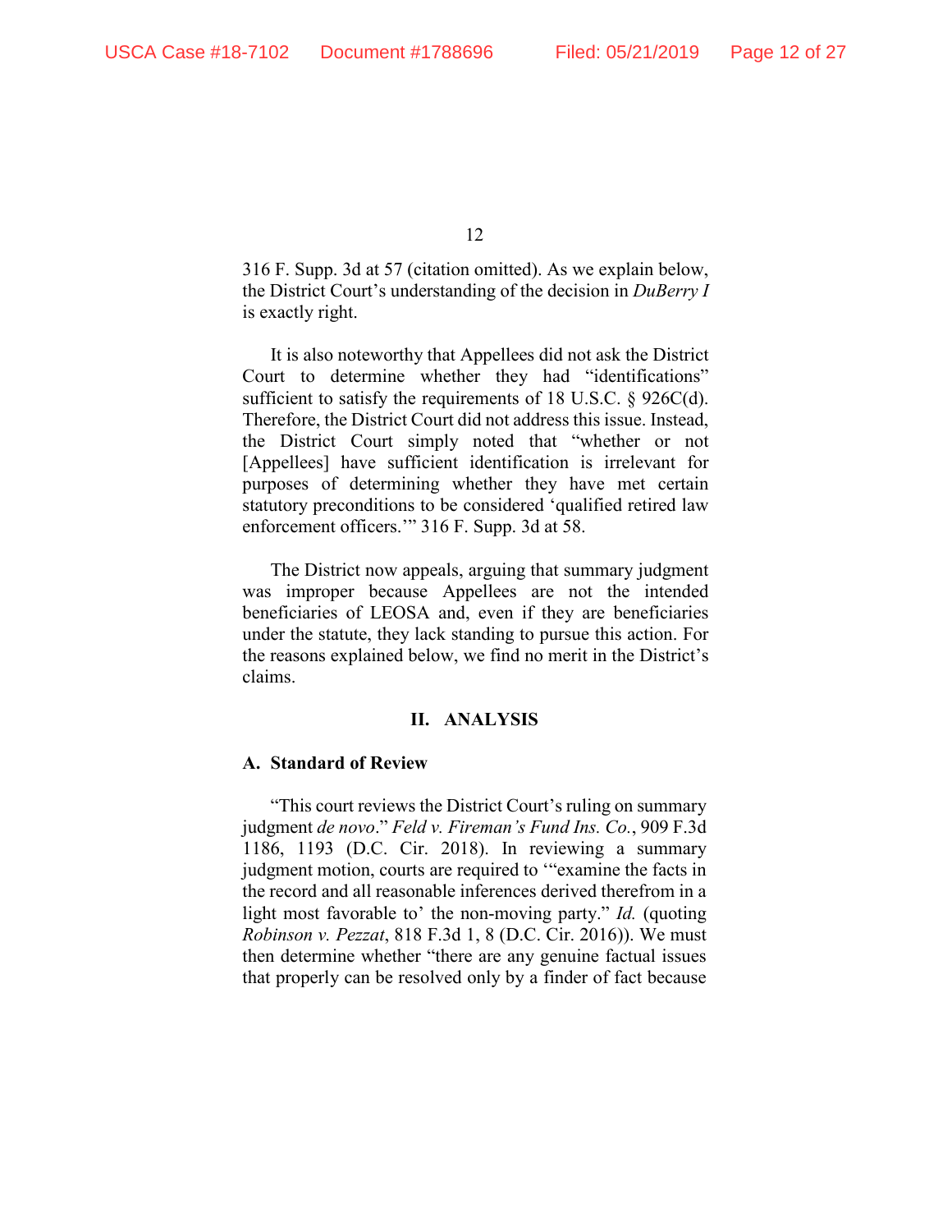316 F. Supp. 3d at 57 (citation omitted). As we explain below, the District Court's understanding of the decision in *DuBerry I* is exactly right.

It is also noteworthy that Appellees did not ask the District Court to determine whether they had "identifications" sufficient to satisfy the requirements of 18 U.S.C. § 926C(d). Therefore, the District Court did not address this issue. Instead, the District Court simply noted that "whether or not [Appellees] have sufficient identification is irrelevant for purposes of determining whether they have met certain statutory preconditions to be considered 'qualified retired law enforcement officers.'" 316 F. Supp. 3d at 58.

The District now appeals, arguing that summary judgment was improper because Appellees are not the intended beneficiaries of LEOSA and, even if they are beneficiaries under the statute, they lack standing to pursue this action. For the reasons explained below, we find no merit in the District's claims.

## II. ANALYSIS

### A. Standard of Review

"This court reviews the District Court's ruling on summary judgment *de novo*." *Feld v. Fireman's Fund Ins. Co.*, 909 F.3d 1186, 1193 (D.C. Cir. 2018). In reviewing a summary judgment motion, courts are required to '"examine the facts in the record and all reasonable inferences derived therefrom in a light most favorable to' the non-moving party." *Id.* (quoting *Robinson v. Pezzat*, 818 F.3d 1, 8 (D.C. Cir. 2016)). We must then determine whether "there are any genuine factual issues that properly can be resolved only by a finder of fact because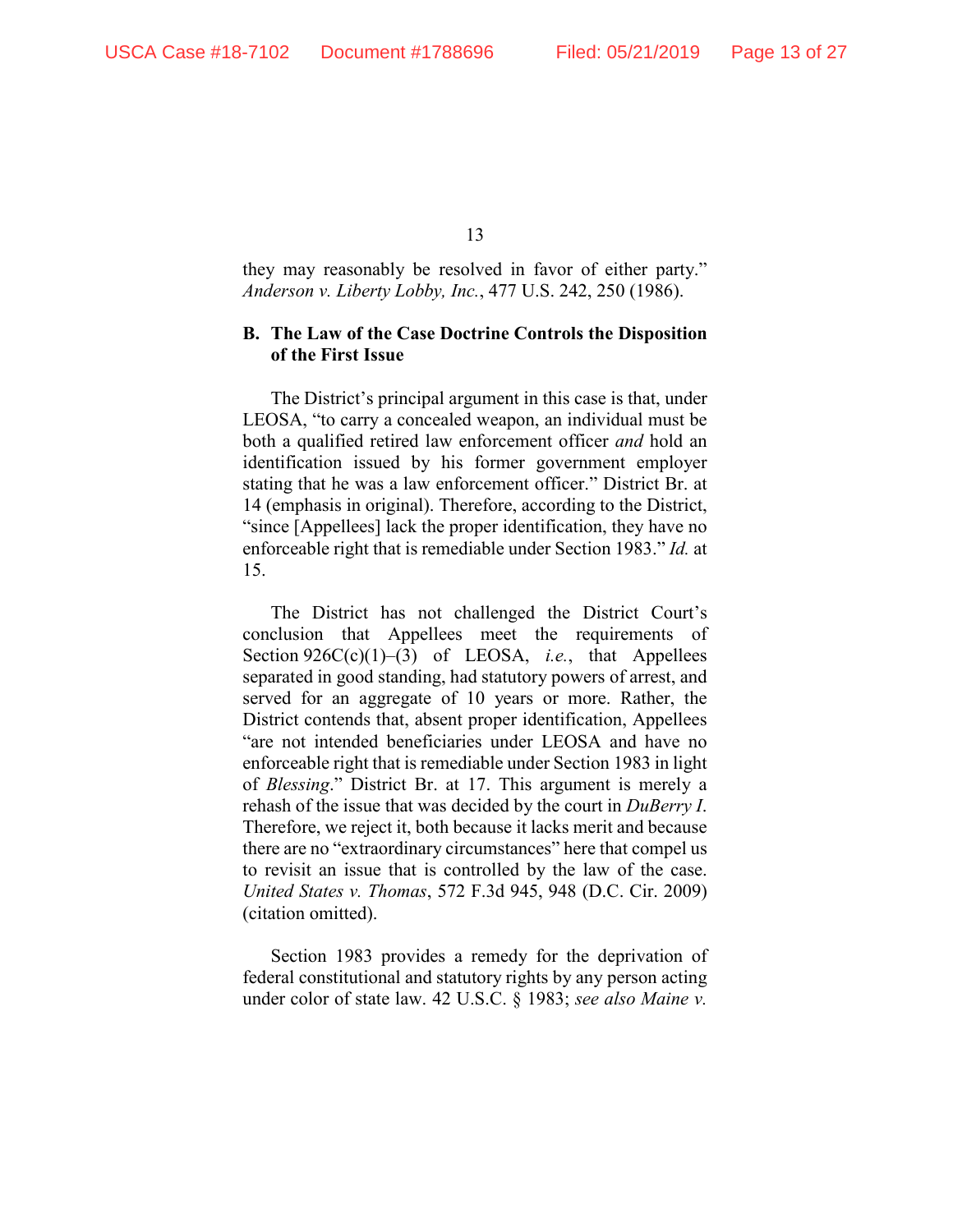they may reasonably be resolved in favor of either party." *Anderson v. Liberty Lobby, Inc.*, 477 U.S. 242, 250 (1986).

### B. The Law of the Case Doctrine Controls the Disposition of the First Issue

The District's principal argument in this case is that, under LEOSA, "to carry a concealed weapon, an individual must be both a qualified retired law enforcement officer *and* hold an identification issued by his former government employer stating that he was a law enforcement officer." District Br. at 14 (emphasis in original). Therefore, according to the District, "since [Appellees] lack the proper identification, they have no enforceable right that is remediable under Section 1983." *Id.* at 15.

The District has not challenged the District Court's conclusion that Appellees meet the requirements of Section 926C(c)(1)–(3) of LEOSA, *i.e.*, that Appellees separated in good standing, had statutory powers of arrest, and served for an aggregate of 10 years or more. Rather, the District contends that, absent proper identification, Appellees "are not intended beneficiaries under LEOSA and have no enforceable right that is remediable under Section 1983 in light of *Blessing*." District Br. at 17. This argument is merely a rehash of the issue that was decided by the court in *DuBerry I*. Therefore, we reject it, both because it lacks merit and because there are no "extraordinary circumstances" here that compel us to revisit an issue that is controlled by the law of the case. *United States v. Thomas*, 572 F.3d 945, 948 (D.C. Cir. 2009) (citation omitted).

Section 1983 provides a remedy for the deprivation of federal constitutional and statutory rights by any person acting under color of state law. 42 U.S.C. § 1983; *see also Maine v.*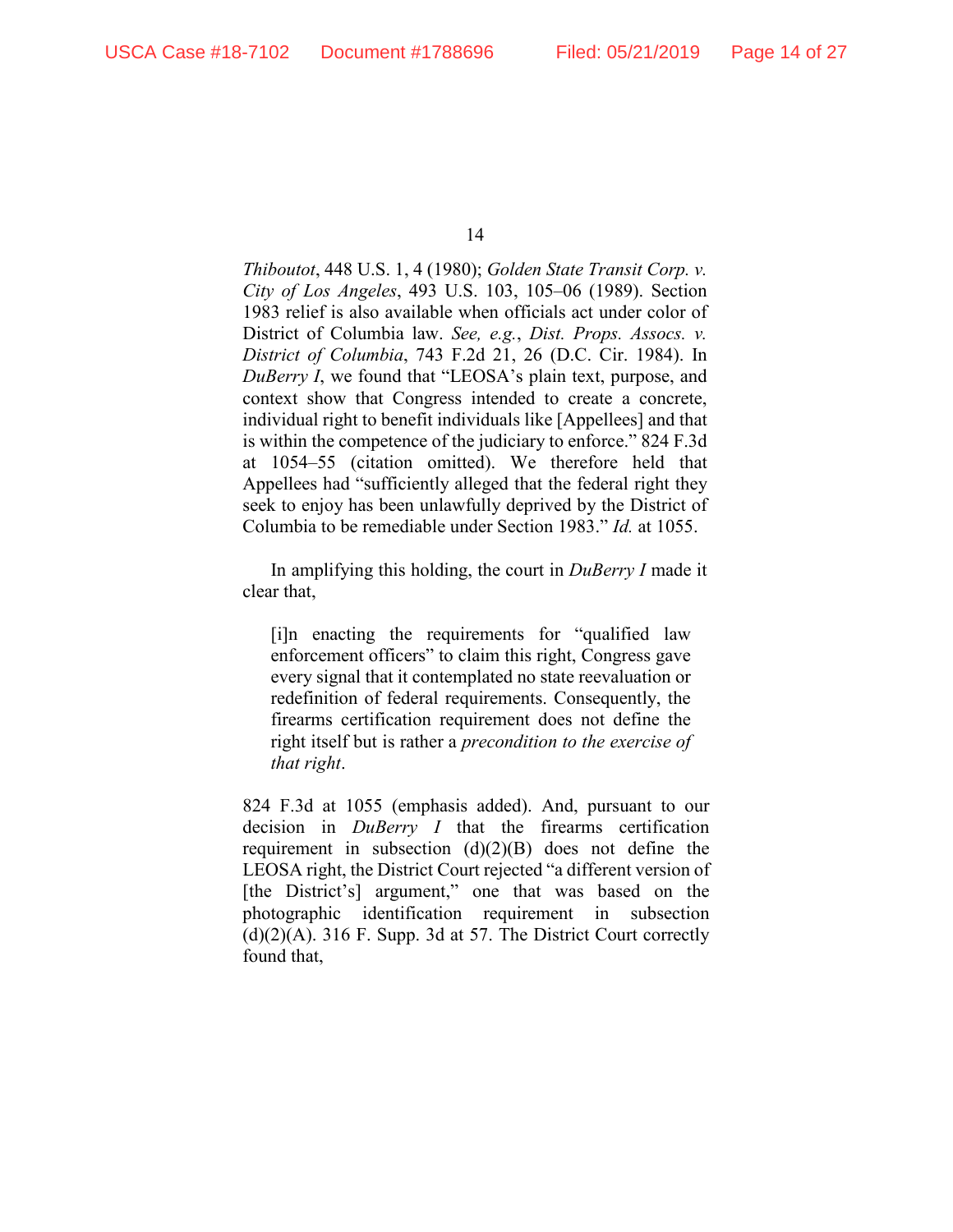*Thiboutot*, 448 U.S. 1, 4 (1980); *Golden State Transit Corp. v. City of Los Angeles*, 493 U.S. 103, 105–06 (1989). Section 1983 relief is also available when officials act under color of District of Columbia law. *See, e.g.*, *Dist. Props. Assocs. v. District of Columbia*, 743 F.2d 21, 26 (D.C. Cir. 1984). In *DuBerry I*, we found that "LEOSA's plain text, purpose, and context show that Congress intended to create a concrete, individual right to benefit individuals like [Appellees] and that is within the competence of the judiciary to enforce." 824 F.3d at 1054–55 (citation omitted). We therefore held that Appellees had "sufficiently alleged that the federal right they seek to enjoy has been unlawfully deprived by the District of Columbia to be remediable under Section 1983." *Id.* at 1055.

In amplifying this holding, the court in *DuBerry I* made it clear that,

> [i]n enacting the requirements for "qualified law enforcement officers" to claim this right, Congress gave every signal that it contemplated no state reevaluation or redefinition of federal requirements. Consequently, the firearms certification requirement does not define the right itself but is rather a *precondition to the exercise of that right*.

824 F.3d at 1055 (emphasis added). And, pursuant to our decision in *DuBerry I* that the firearms certification requirement in subsection (d)(2)(B) does not define the LEOSA right, the District Court rejected "a different version of [the District's] argument," one that was based on the photographic identification requirement in subsection (d)(2)(A). 316 F. Supp. 3d at 57. The District Court correctly found that,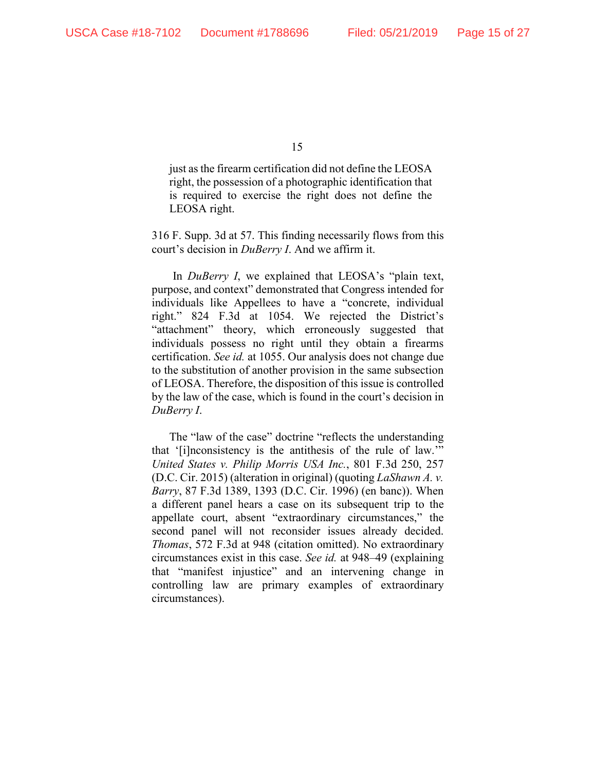> just as the firearm certification did not define the LEOSA right, the possession of a photographic identification that is required to exercise the right does not define the LEOSA right.

316 F. Supp. 3d at 57. This finding necessarily flows from this court's decision in *DuBerry I*. And we affirm it.

In *DuBerry I*, we explained that LEOSA's "plain text, purpose, and context" demonstrated that Congress intended for individuals like Appellees to have a "concrete, individual right." 824 F.3d at 1054. We rejected the District's "attachment" theory, which erroneously suggested that individuals possess no right until they obtain a firearms certification. *See id.* at 1055. Our analysis does not change due to the substitution of another provision in the same subsection of LEOSA. Therefore, the disposition of this issue is controlled by the law of the case, which is found in the court's decision in *DuBerry I*.

The "law of the case" doctrine "reflects the understanding that '[i]nconsistency is the antithesis of the rule of law.'" *United States v. Philip Morris USA Inc.*, 801 F.3d 250, 257 (D.C. Cir. 2015) (alteration in original) (quoting *LaShawn A. v. Barry*, 87 F.3d 1389, 1393 (D.C. Cir. 1996) (en banc)). When a different panel hears a case on its subsequent trip to the appellate court, absent "extraordinary circumstances," the second panel will not reconsider issues already decided. *Thomas*, 572 F.3d at 948 (citation omitted). No extraordinary circumstances exist in this case. *See id.* at 948–49 (explaining that "manifest injustice" and an intervening change in controlling law are primary examples of extraordinary circumstances).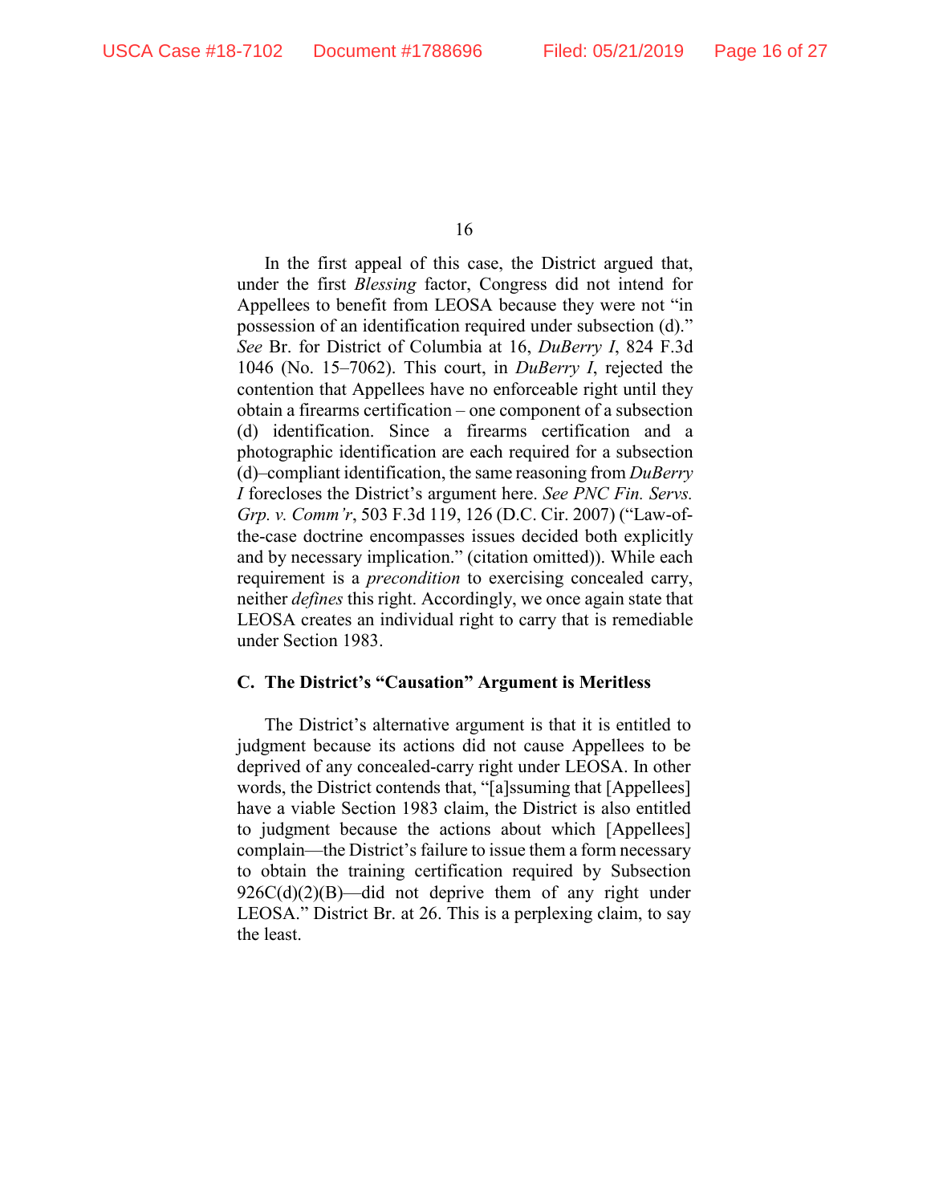In the first appeal of this case, the District argued that, under the first *Blessing* factor, Congress did not intend for Appellees to benefit from LEOSA because they were not "in possession of an identification required under subsection (d)." *See* Br. for District of Columbia at 16, *DuBerry I*, 824 F.3d 1046 (No. 15–7062). This court, in *DuBerry I*, rejected the contention that Appellees have no enforceable right until they obtain a firearms certification – one component of a subsection (d) identification. Since a firearms certification and a photographic identification are each required for a subsection (d)–compliant identification, the same reasoning from *DuBerry I* forecloses the District's argument here. *See PNC Fin. Servs. Grp. v. Comm'r*, 503 F.3d 119, 126 (D.C. Cir. 2007) ("Law-of-the-case doctrine encompasses issues decided both explicitly and by necessary implication." (citation omitted)). While each requirement is a *precondition* to exercising concealed carry, neither *defines* this right. Accordingly, we once again state that LEOSA creates an individual right to carry that is remediable under Section 1983.

### C. The District's "Causation" Argument is Meritless

The District's alternative argument is that it is entitled to judgment because its actions did not cause Appellees to be deprived of any concealed-carry right under LEOSA. In other words, the District contends that, "[a]ssuming that [Appellees] have a viable Section 1983 claim, the District is also entitled to judgment because the actions about which [Appellees] complain—the District's failure to issue them a form necessary to obtain the training certification required by Subsection 926C(d)(2)(B)—did not deprive them of any right under LEOSA." District Br. at 26. This is a perplexing claim, to say the least.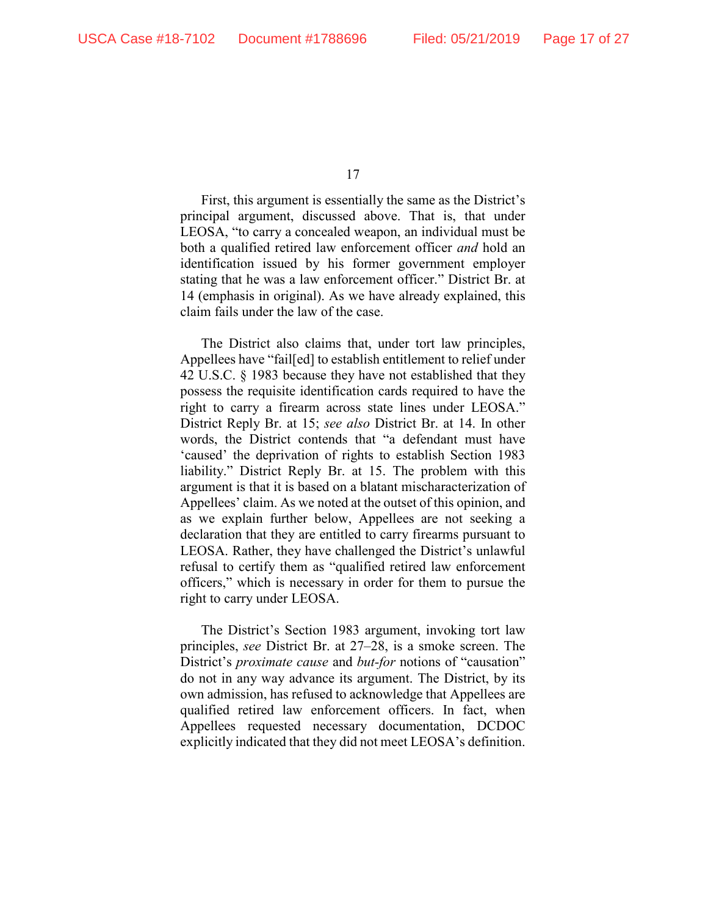First, this argument is essentially the same as the District's principal argument, discussed above. That is, that under LEOSA, "to carry a concealed weapon, an individual must be both a qualified retired law enforcement officer *and* hold an identification issued by his former government employer stating that he was a law enforcement officer." District Br. at 14 (emphasis in original). As we have already explained, this claim fails under the law of the case.

The District also claims that, under tort law principles, Appellees have "fail[ed] to establish entitlement to relief under 42 U.S.C. § 1983 because they have not established that they possess the requisite identification cards required to have the right to carry a firearm across state lines under LEOSA." District Reply Br. at 15; *see also* District Br. at 14. In other words, the District contends that "a defendant must have 'caused' the deprivation of rights to establish Section 1983 liability." District Reply Br. at 15. The problem with this argument is that it is based on a blatant mischaracterization of Appellees' claim. As we noted at the outset of this opinion, and as we explain further below, Appellees are not seeking a declaration that they are entitled to carry firearms pursuant to LEOSA. Rather, they have challenged the District's unlawful refusal to certify them as "qualified retired law enforcement officers," which is necessary in order for them to pursue the right to carry under LEOSA.

The District's Section 1983 argument, invoking tort law principles, *see* District Br. at 27–28, is a smoke screen. The District's *proximate cause* and *but-for* notions of "causation" do not in any way advance its argument. The District, by its own admission, has refused to acknowledge that Appellees are qualified retired law enforcement officers. In fact, when Appellees requested necessary documentation, DCDOC explicitly indicated that they did not meet LEOSA's definition.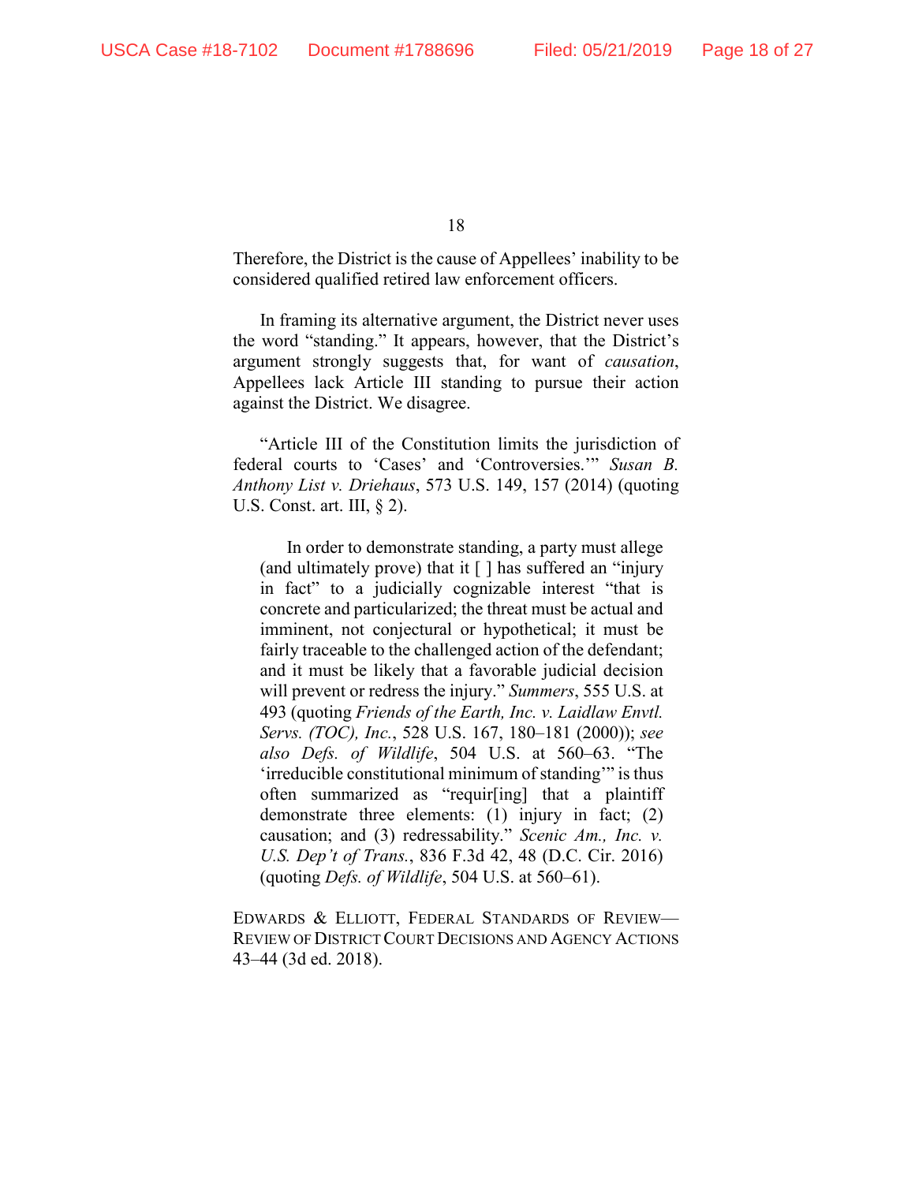Therefore, the District is the cause of Appellees' inability to be considered qualified retired law enforcement officers.

In framing its alternative argument, the District never uses the word "standing." It appears, however, that the District's argument strongly suggests that, for want of *causation*, Appellees lack Article III standing to pursue their action against the District. We disagree.

"Article III of the Constitution limits the jurisdiction of federal courts to 'Cases' and 'Controversies.'" *Susan B. Anthony List v. Driehaus*, 573 U.S. 149, 157 (2014) (quoting U.S. Const. art. III, § 2).

> In order to demonstrate standing, a party must allege (and ultimately prove) that it [ ] has suffered an "injury in fact" to a judicially cognizable interest "that is concrete and particularized; the threat must be actual and imminent, not conjectural or hypothetical; it must be fairly traceable to the challenged action of the defendant; and it must be likely that a favorable judicial decision will prevent or redress the injury." *Summers*, 555 U.S. at 493 (quoting *Friends of the Earth, Inc. v. Laidlaw Envtl. Servs. (TOC), Inc.*, 528 U.S. 167, 180–181 (2000)); *see also Defs. of Wildlife*, 504 U.S. at 560–63. "The 'irreducible constitutional minimum of standing'" is thus often summarized as "requir[ing] that a plaintiff demonstrate three elements: (1) injury in fact; (2) causation; and (3) redressability." *Scenic Am., Inc. v. U.S. Dep't of Trans.*, 836 F.3d 42, 48 (D.C. Cir. 2016) (quoting *Defs. of Wildlife*, 504 U.S. at 560–61).

EDWARDS & ELLIOTT, FEDERAL STANDARDS OF REVIEW—REVIEW OF DISTRICT COURT DECISIONS AND AGENCY ACTIONS 43–44 (3d ed. 2018).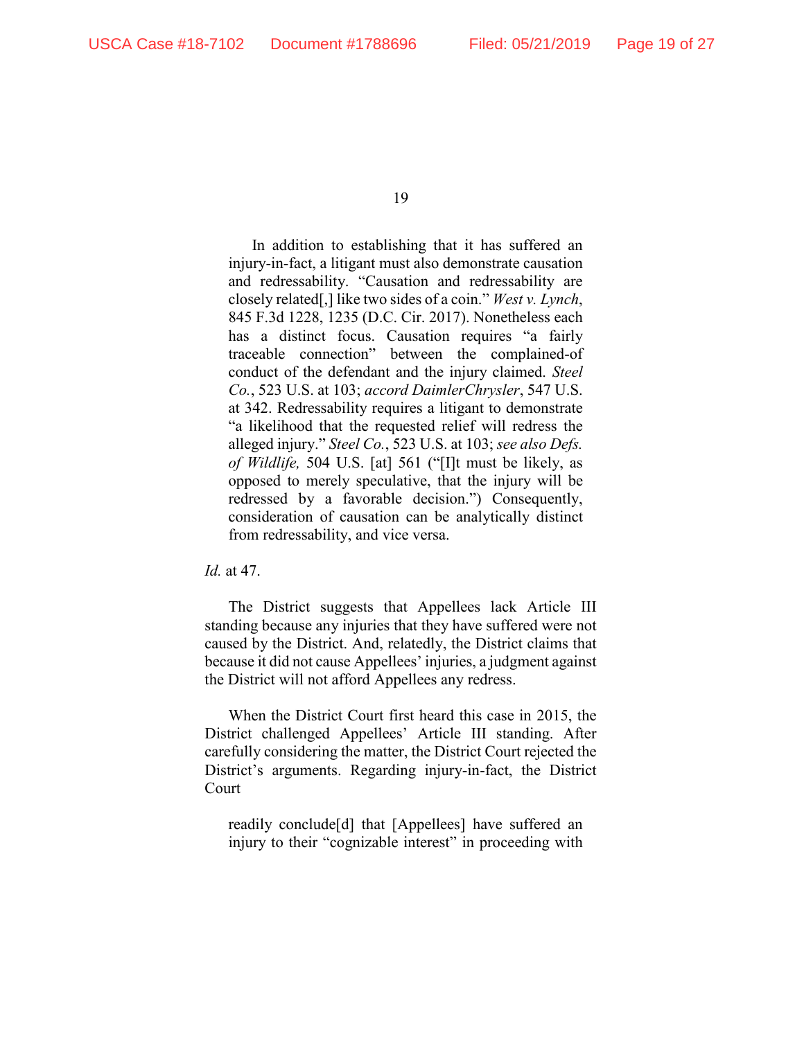> In addition to establishing that it has suffered an injury-in-fact, a litigant must also demonstrate causation and redressability. "Causation and redressability are closely related[,] like two sides of a coin." *West v. Lynch*, 845 F.3d 1228, 1235 (D.C. Cir. 2017). Nonetheless each has a distinct focus. Causation requires "a fairly traceable connection" between the complained-of conduct of the defendant and the injury claimed. *Steel Co.*, 523 U.S. at 103; *accord DaimlerChrysler*, 547 U.S. at 342. Redressability requires a litigant to demonstrate "a likelihood that the requested relief will redress the alleged injury." *Steel Co.*, 523 U.S. at 103; *see also Defs. of Wildlife,* 504 U.S. [at] 561 ("[I]t must be likely, as opposed to merely speculative, that the injury will be redressed by a favorable decision.") Consequently, consideration of causation can be analytically distinct from redressability, and vice versa.

*Id.* at 47.

The District suggests that Appellees lack Article III standing because any injuries that they have suffered were not caused by the District. And, relatedly, the District claims that because it did not cause Appellees' injuries, a judgment against the District will not afford Appellees any redress.

When the District Court first heard this case in 2015, the District challenged Appellees' Article III standing. After carefully considering the matter, the District Court rejected the District's arguments. Regarding injury-in-fact, the District Court

> readily conclude[d] that [Appellees] have suffered an injury to their "cognizable interest" in proceeding with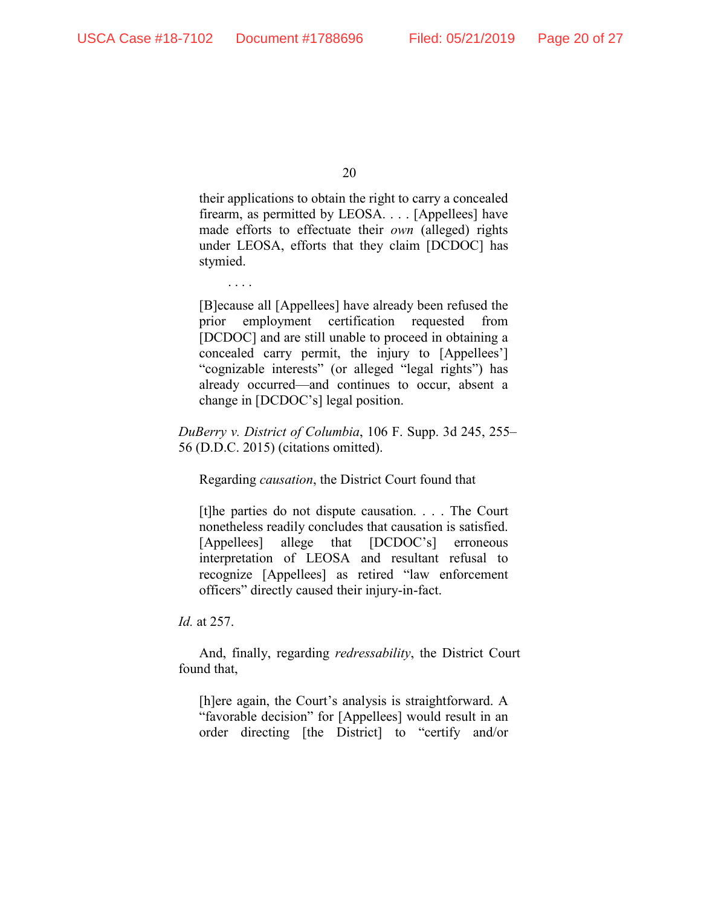> their applications to obtain the right to carry a concealed firearm, as permitted by LEOSA. . . . [Appellees] have made efforts to effectuate their *own* (alleged) rights under LEOSA, efforts that they claim [DCDOC] has stymied.
>
> . . . .
>
> [B]ecause all [Appellees] have already been refused the prior employment certification requested from [DCDOC] and are still unable to proceed in obtaining a concealed carry permit, the injury to [Appellees'] "cognizable interests" (or alleged "legal rights") has already occurred—and continues to occur, absent a change in [DCDOC's] legal position.

*DuBerry v. District of Columbia*, 106 F. Supp. 3d 245, 255–56 (D.D.C. 2015) (citations omitted).

Regarding *causation*, the District Court found that

> [t]he parties do not dispute causation. . . . The Court nonetheless readily concludes that causation is satisfied. [Appellees] allege that [DCDOC's] erroneous interpretation of LEOSA and resultant refusal to recognize [Appellees] as retired "law enforcement officers" directly caused their injury-in-fact.

*Id.* at 257.

And, finally, regarding *redressability*, the District Court found that,

> [h]ere again, the Court's analysis is straightforward. A "favorable decision" for [Appellees] would result in an order directing [the District] to "certify and/or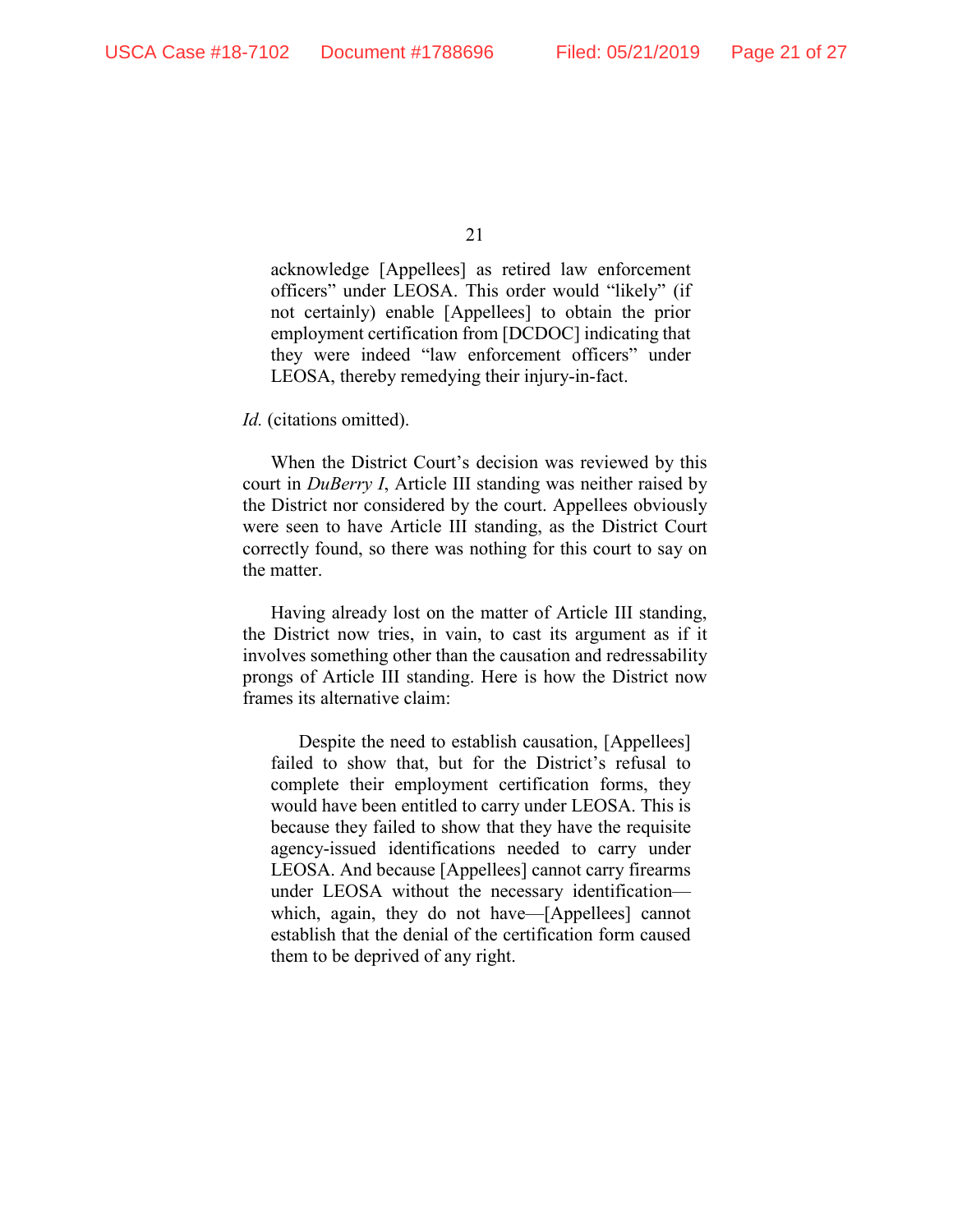> acknowledge [Appellees] as retired law enforcement officers" under LEOSA. This order would "likely" (if not certainly) enable [Appellees] to obtain the prior employment certification from [DCDOC] indicating that they were indeed "law enforcement officers" under LEOSA, thereby remedying their injury-in-fact.

*Id.* (citations omitted).

When the District Court's decision was reviewed by this court in *DuBerry I*, Article III standing was neither raised by the District nor considered by the court. Appellees obviously were seen to have Article III standing, as the District Court correctly found, so there was nothing for this court to say on the matter.

Having already lost on the matter of Article III standing, the District now tries, in vain, to cast its argument as if it involves something other than the causation and redressability prongs of Article III standing. Here is how the District now frames its alternative claim:

> Despite the need to establish causation, [Appellees] failed to show that, but for the District's refusal to complete their employment certification forms, they would have been entitled to carry under LEOSA. This is because they failed to show that they have the requisite agency-issued identifications needed to carry under LEOSA. And because [Appellees] cannot carry firearms under LEOSA without the necessary identification—which, again, they do not have—[Appellees] cannot establish that the denial of the certification form caused them to be deprived of any right.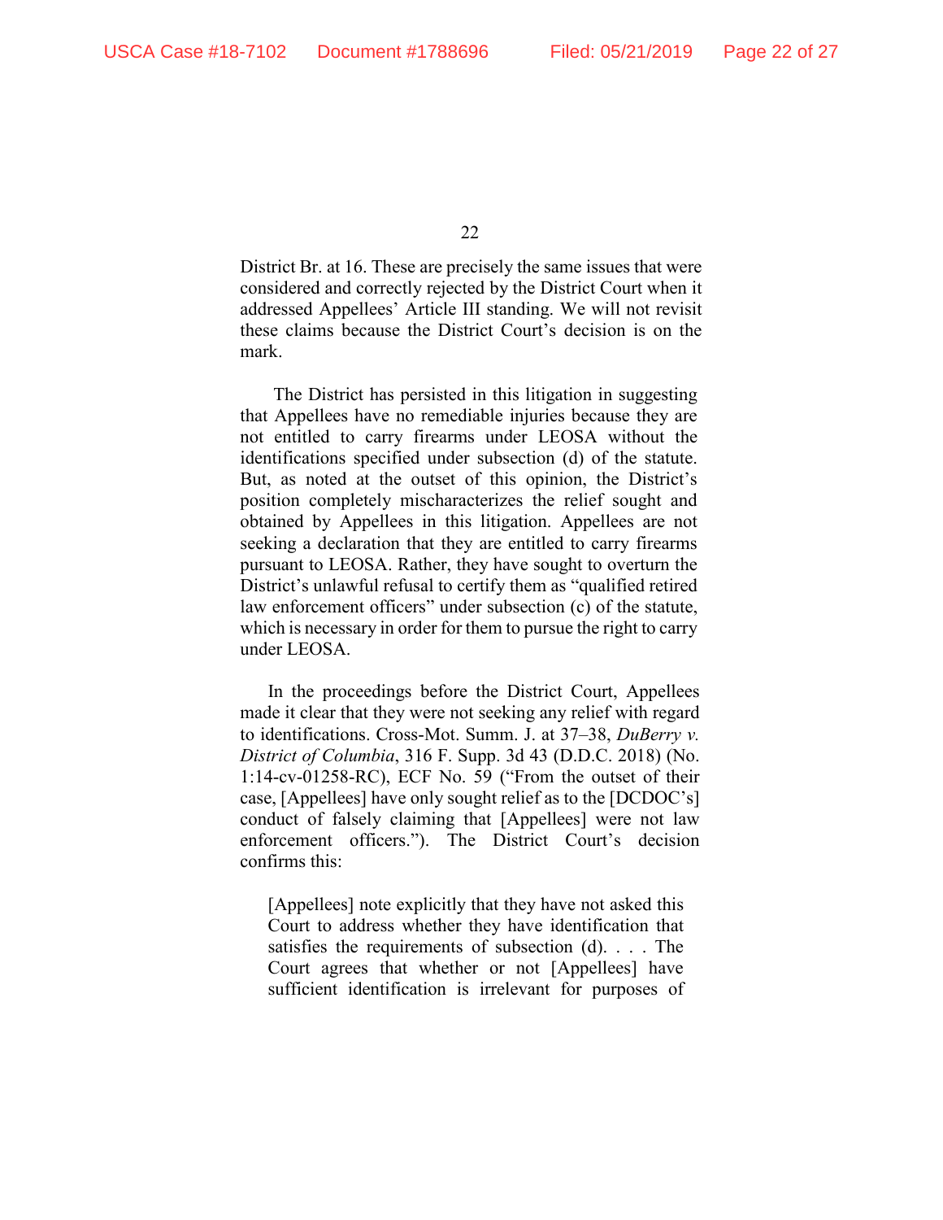District Br. at 16. These are precisely the same issues that were considered and correctly rejected by the District Court when it addressed Appellees' Article III standing. We will not revisit these claims because the District Court's decision is on the mark.

The District has persisted in this litigation in suggesting that Appellees have no remediable injuries because they are not entitled to carry firearms under LEOSA without the identifications specified under subsection (d) of the statute. But, as noted at the outset of this opinion, the District's position completely mischaracterizes the relief sought and obtained by Appellees in this litigation. Appellees are not seeking a declaration that they are entitled to carry firearms pursuant to LEOSA. Rather, they have sought to overturn the District's unlawful refusal to certify them as "qualified retired law enforcement officers" under subsection (c) of the statute, which is necessary in order for them to pursue the right to carry under LEOSA.

In the proceedings before the District Court, Appellees made it clear that they were not seeking any relief with regard to identifications. Cross-Mot. Summ. J. at 37–38, *DuBerry v. District of Columbia*, 316 F. Supp. 3d 43 (D.D.C. 2018) (No. 1:14-cv-01258-RC), ECF No. 59 ("From the outset of their case, [Appellees] have only sought relief as to the [DCDOC's] conduct of falsely claiming that [Appellees] were not law enforcement officers."). The District Court's decision confirms this:

> [Appellees] note explicitly that they have not asked this Court to address whether they have identification that satisfies the requirements of subsection (d). . . . The Court agrees that whether or not [Appellees] have sufficient identification is irrelevant for purposes of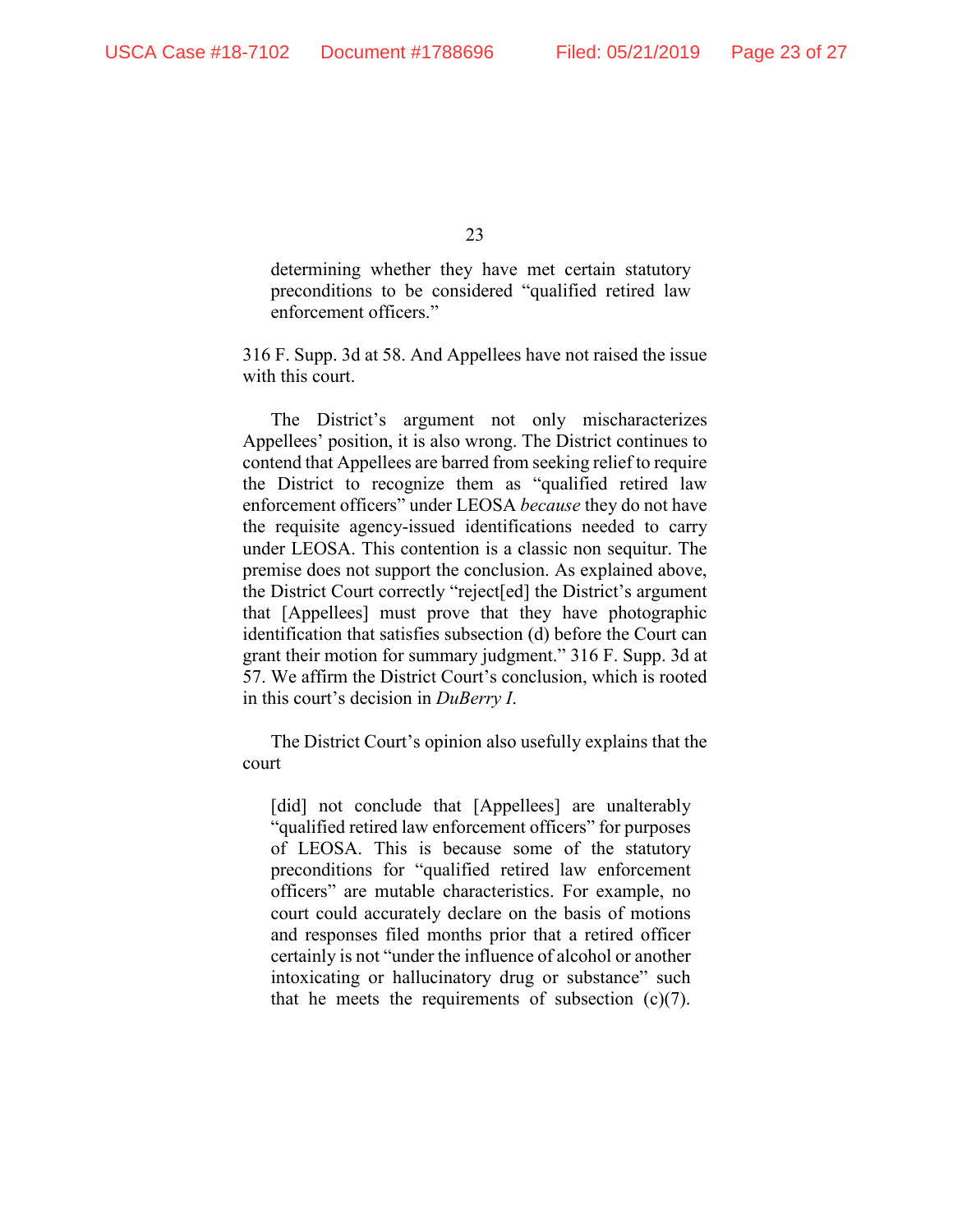> determining whether they have met certain statutory preconditions to be considered "qualified retired law enforcement officers."

316 F. Supp. 3d at 58. And Appellees have not raised the issue with this court.

The District's argument not only mischaracterizes Appellees' position, it is also wrong. The District continues to contend that Appellees are barred from seeking relief to require the District to recognize them as "qualified retired law enforcement officers" under LEOSA *because* they do not have the requisite agency-issued identifications needed to carry under LEOSA. This contention is a classic non sequitur. The premise does not support the conclusion. As explained above, the District Court correctly "reject[ed] the District's argument that [Appellees] must prove that they have photographic identification that satisfies subsection (d) before the Court can grant their motion for summary judgment." 316 F. Supp. 3d at 57. We affirm the District Court's conclusion, which is rooted in this court's decision in *DuBerry I*.

The District Court's opinion also usefully explains that the court

> [did] not conclude that [Appellees] are unalterably "qualified retired law enforcement officers" for purposes of LEOSA. This is because some of the statutory preconditions for "qualified retired law enforcement officers" are mutable characteristics. For example, no court could accurately declare on the basis of motions and responses filed months prior that a retired officer certainly is not "under the influence of alcohol or another intoxicating or hallucinatory drug or substance" such that he meets the requirements of subsection (c)(7).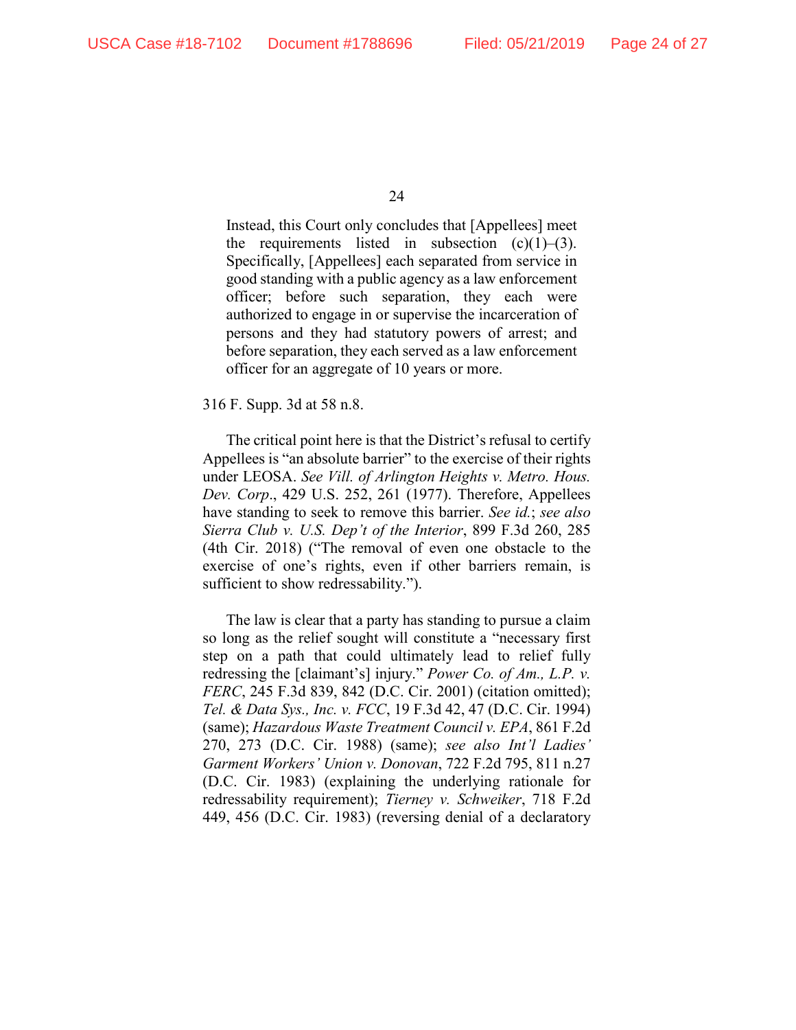> Instead, this Court only concludes that [Appellees] meet the requirements listed in subsection (c)(1)–(3). Specifically, [Appellees] each separated from service in good standing with a public agency as a law enforcement officer; before such separation, they each were authorized to engage in or supervise the incarceration of persons and they had statutory powers of arrest; and before separation, they each served as a law enforcement officer for an aggregate of 10 years or more.

316 F. Supp. 3d at 58 n.8.

The critical point here is that the District's refusal to certify Appellees is "an absolute barrier" to the exercise of their rights under LEOSA. *See Vill. of Arlington Heights v. Metro. Hous. Dev. Corp*., 429 U.S. 252, 261 (1977). Therefore, Appellees have standing to seek to remove this barrier. *See id.*; *see also Sierra Club v. U.S. Dep't of the Interior*, 899 F.3d 260, 285 (4th Cir. 2018) ("The removal of even one obstacle to the exercise of one's rights, even if other barriers remain, is sufficient to show redressability.").

The law is clear that a party has standing to pursue a claim so long as the relief sought will constitute a "necessary first step on a path that could ultimately lead to relief fully redressing the [claimant's] injury." *Power Co. of Am., L.P. v. FERC*, 245 F.3d 839, 842 (D.C. Cir. 2001) (citation omitted); *Tel. & Data Sys., Inc. v. FCC*, 19 F.3d 42, 47 (D.C. Cir. 1994) (same); *Hazardous Waste Treatment Council v. EPA*, 861 F.2d 270, 273 (D.C. Cir. 1988) (same); *see also Int'l Ladies' Garment Workers' Union v. Donovan*, 722 F.2d 795, 811 n.27 (D.C. Cir. 1983) (explaining the underlying rationale for redressability requirement); *Tierney v. Schweiker*, 718 F.2d 449, 456 (D.C. Cir. 1983) (reversing denial of a declaratory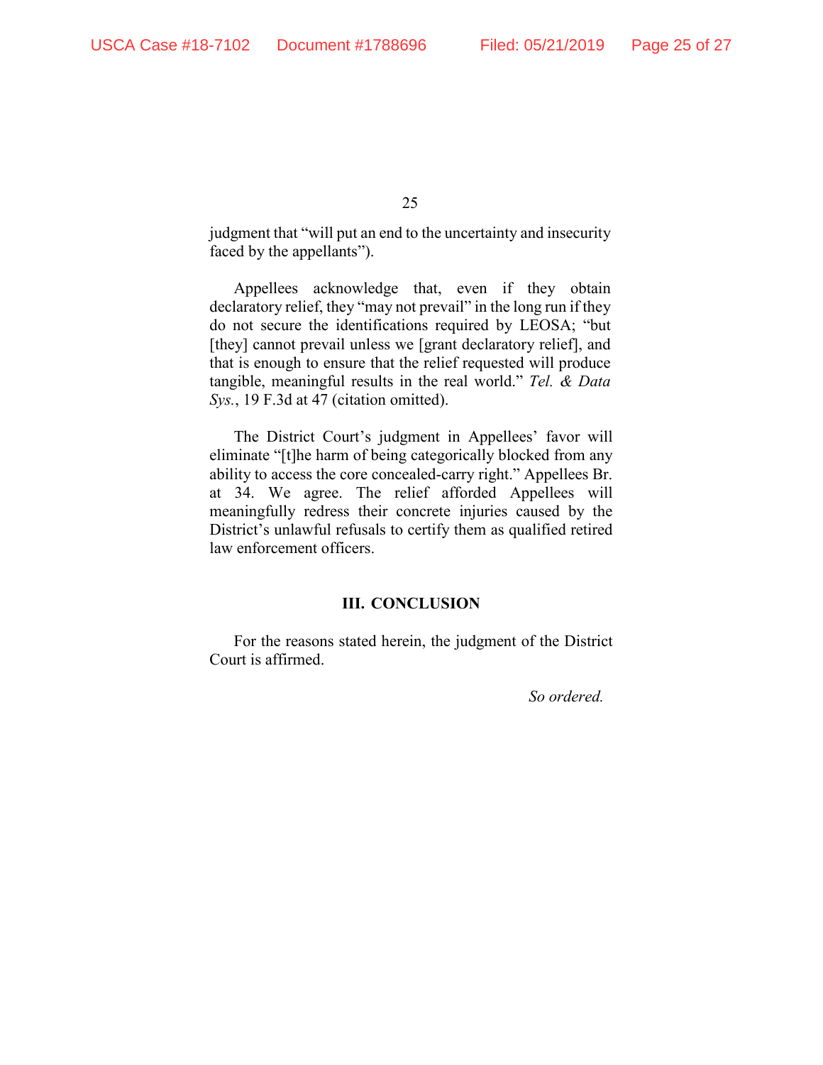judgment that "will put an end to the uncertainty and insecurity faced by the appellants").

Appellees acknowledge that, even if they obtain declaratory relief, they "may not prevail" in the long run if they do not secure the identifications required by LEOSA; "but [they] cannot prevail unless we [grant declaratory relief], and that is enough to ensure that the relief requested will produce tangible, meaningful results in the real world." *Tel. & Data Sys.*, 19 F.3d at 47 (citation omitted).

The District Court's judgment in Appellees' favor will eliminate "[t]he harm of being categorically blocked from any ability to access the core concealed-carry right." Appellees Br. at 34. We agree. The relief afforded Appellees will meaningfully redress their concrete injuries caused by the District's unlawful refusals to certify them as qualified retired law enforcement officers.

## III. CONCLUSION

For the reasons stated herein, the judgment of the District Court is affirmed.

*So ordered.*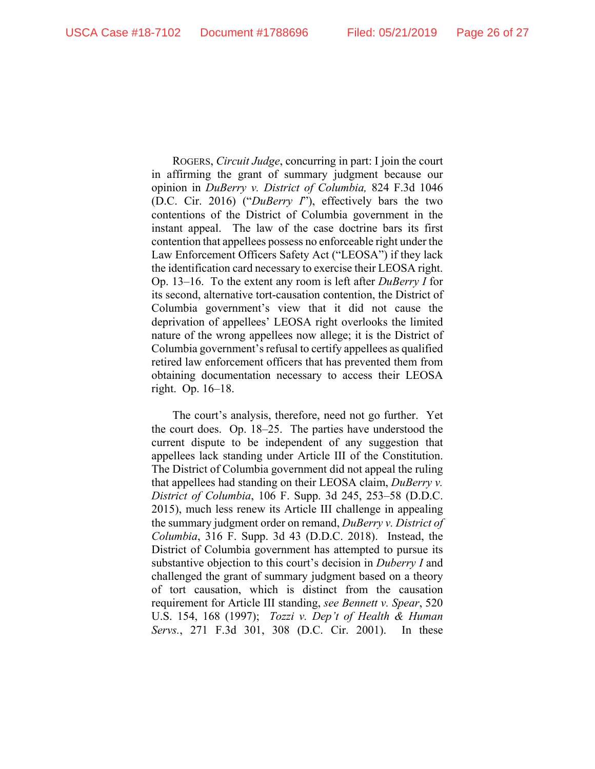ROGERS, *Circuit Judge*, concurring in part: I join the court in affirming the grant of summary judgment because our opinion in *DuBerry v. District of Columbia,* 824 F.3d 1046 (D.C. Cir. 2016) ("*DuBerry I*"), effectively bars the two contentions of the District of Columbia government in the instant appeal. The law of the case doctrine bars its first contention that appellees possess no enforceable right under the Law Enforcement Officers Safety Act ("LEOSA") if they lack the identification card necessary to exercise their LEOSA right. Op. 13–16. To the extent any room is left after *DuBerry I* for its second, alternative tort-causation contention, the District of Columbia government's view that it did not cause the deprivation of appellees' LEOSA right overlooks the limited nature of the wrong appellees now allege; it is the District of Columbia government's refusal to certify appellees as qualified retired law enforcement officers that has prevented them from obtaining documentation necessary to access their LEOSA right. Op. 16–18.

The court's analysis, therefore, need not go further. Yet the court does. Op. 18–25. The parties have understood the current dispute to be independent of any suggestion that appellees lack standing under Article III of the Constitution. The District of Columbia government did not appeal the ruling that appellees had standing on their LEOSA claim, *DuBerry v. District of Columbia*, 106 F. Supp. 3d 245, 253–58 (D.D.C. 2015), much less renew its Article III challenge in appealing the summary judgment order on remand, *DuBerry v. District of Columbia*, 316 F. Supp. 3d 43 (D.D.C. 2018). Instead, the District of Columbia government has attempted to pursue its substantive objection to this court's decision in *Duberry I* and challenged the grant of summary judgment based on a theory of tort causation, which is distinct from the causation requirement for Article III standing, *see Bennett v. Spear*, 520 U.S. 154, 168 (1997); *Tozzi v. Dep't of Health & Human Servs.*, 271 F.3d 301, 308 (D.C. Cir. 2001). In these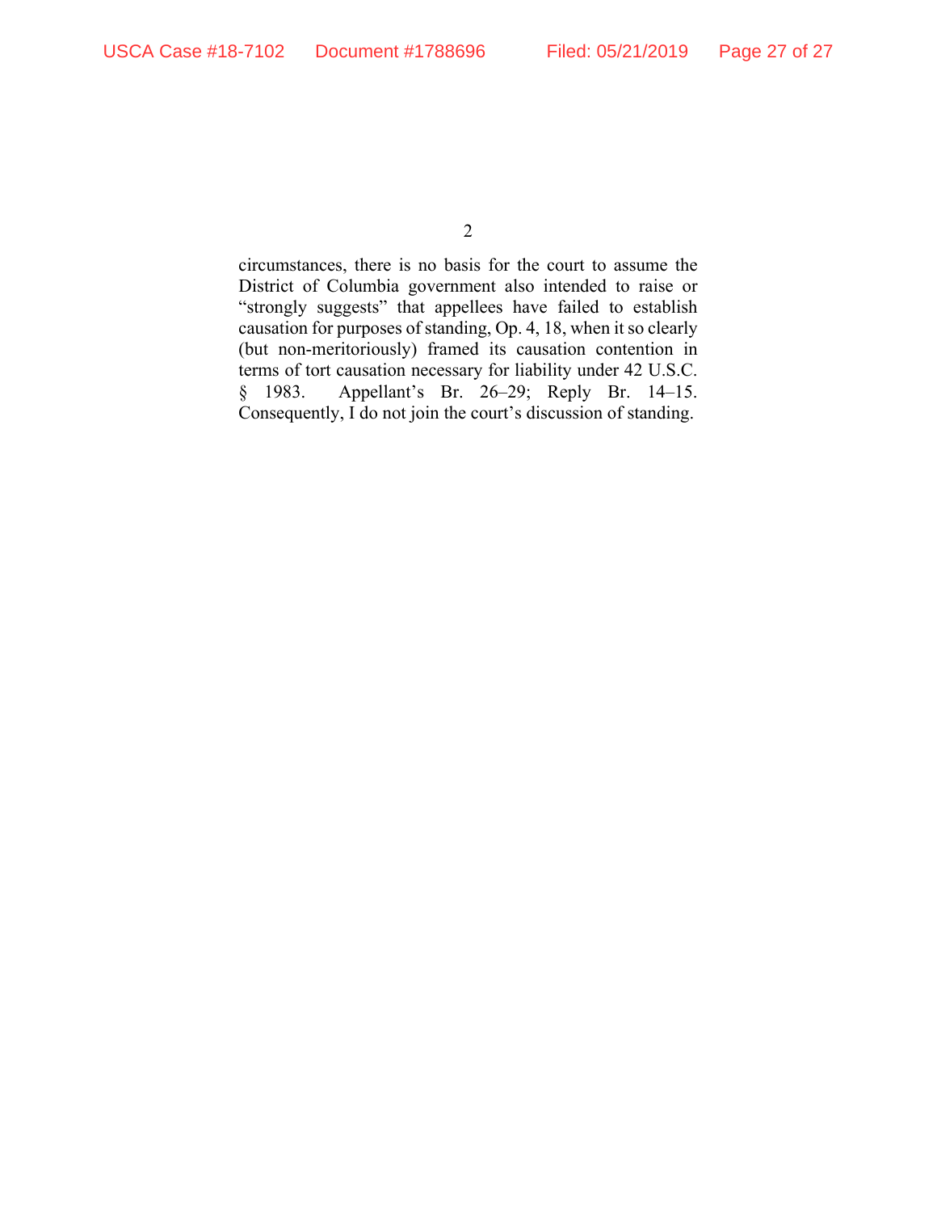circumstances, there is no basis for the court to assume the District of Columbia government also intended to raise or "strongly suggests" that appellees have failed to establish causation for purposes of standing, Op. 4, 18, when it so clearly (but non-meritoriously) framed its causation contention in terms of tort causation necessary for liability under 42 U.S.C. § 1983. Appellant's Br. 26–29; Reply Br. 14–15. Consequently, I do not join the court's discussion of standing.